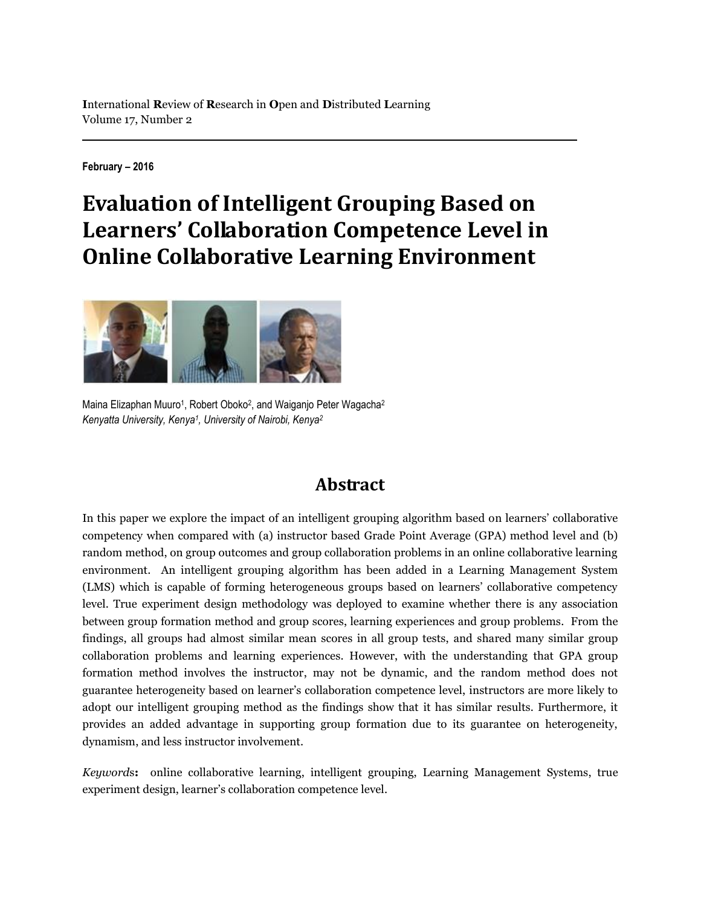**I**nternational **R**eview of **R**esearch in **O**pen and **D**istributed **L**earning
Volume 17, Number 2

**February – 2016**

# Evaluation of Intelligent Grouping Based on Learners' Collaboration Competence Level in Online Collaborative Learning Environment

Maina Elizaphan Muuro[1], Robert Oboko[2], and Waiganjo Peter Wagacha[2]
*Kenyatta University, Kenya[1], University of Nairobi, Kenya[2]*

## Abstract

In this paper we explore the impact of an intelligent grouping algorithm based on learners' collaborative competency when compared with (a) instructor based Grade Point Average (GPA) method level and (b) random method, on group outcomes and group collaboration problems in an online collaborative learning environment. An intelligent grouping algorithm has been added in a Learning Management System (LMS) which is capable of forming heterogeneous groups based on learners' collaborative competency level. True experiment design methodology was deployed to examine whether there is any association between group formation method and group scores, learning experiences and group problems. From the findings, all groups had almost similar mean scores in all group tests, and shared many similar group collaboration problems and learning experiences. However, with the understanding that GPA group formation method involves the instructor, may not be dynamic, and the random method does not guarantee heterogeneity based on learner's collaboration competence level, instructors are more likely to adopt our intelligent grouping method as the findings show that it has similar results. Furthermore, it provides an added advantage in supporting group formation due to its guarantee on heterogeneity, dynamism, and less instructor involvement.

*Keywords*: online collaborative learning, intelligent grouping, Learning Management Systems, true experiment design, learner's collaboration competence level.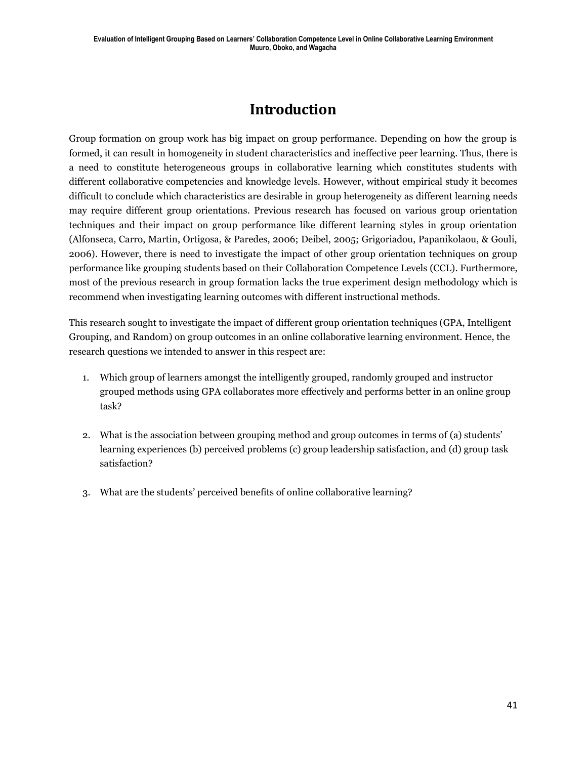# Introduction

Group formation on group work has big impact on group performance. Depending on how the group is formed, it can result in homogeneity in student characteristics and ineffective peer learning. Thus, there is a need to constitute heterogeneous groups in collaborative learning which constitutes students with different collaborative competencies and knowledge levels. However, without empirical study it becomes difficult to conclude which characteristics are desirable in group heterogeneity as different learning needs may require different group orientations. Previous research has focused on various group orientation techniques and their impact on group performance like different learning styles in group orientation (Alfonseca, Carro, Martin, Ortigosa, & Paredes, 2006; Deibel, 2005; Grigoriadou, Papanikolaou, & Gouli, 2006). However, there is need to investigate the impact of other group orientation techniques on group performance like grouping students based on their Collaboration Competence Levels (CCL). Furthermore, most of the previous research in group formation lacks the true experiment design methodology which is recommend when investigating learning outcomes with different instructional methods.

This research sought to investigate the impact of different group orientation techniques (GPA, Intelligent Grouping, and Random) on group outcomes in an online collaborative learning environment. Hence, the research questions we intended to answer in this respect are:

1. Which group of learners amongst the intelligently grouped, randomly grouped and instructor grouped methods using GPA collaborates more effectively and performs better in an online group task?

2. What is the association between grouping method and group outcomes in terms of (a) students' learning experiences (b) perceived problems (c) group leadership satisfaction, and (d) group task satisfaction?

3. What are the students' perceived benefits of online collaborative learning?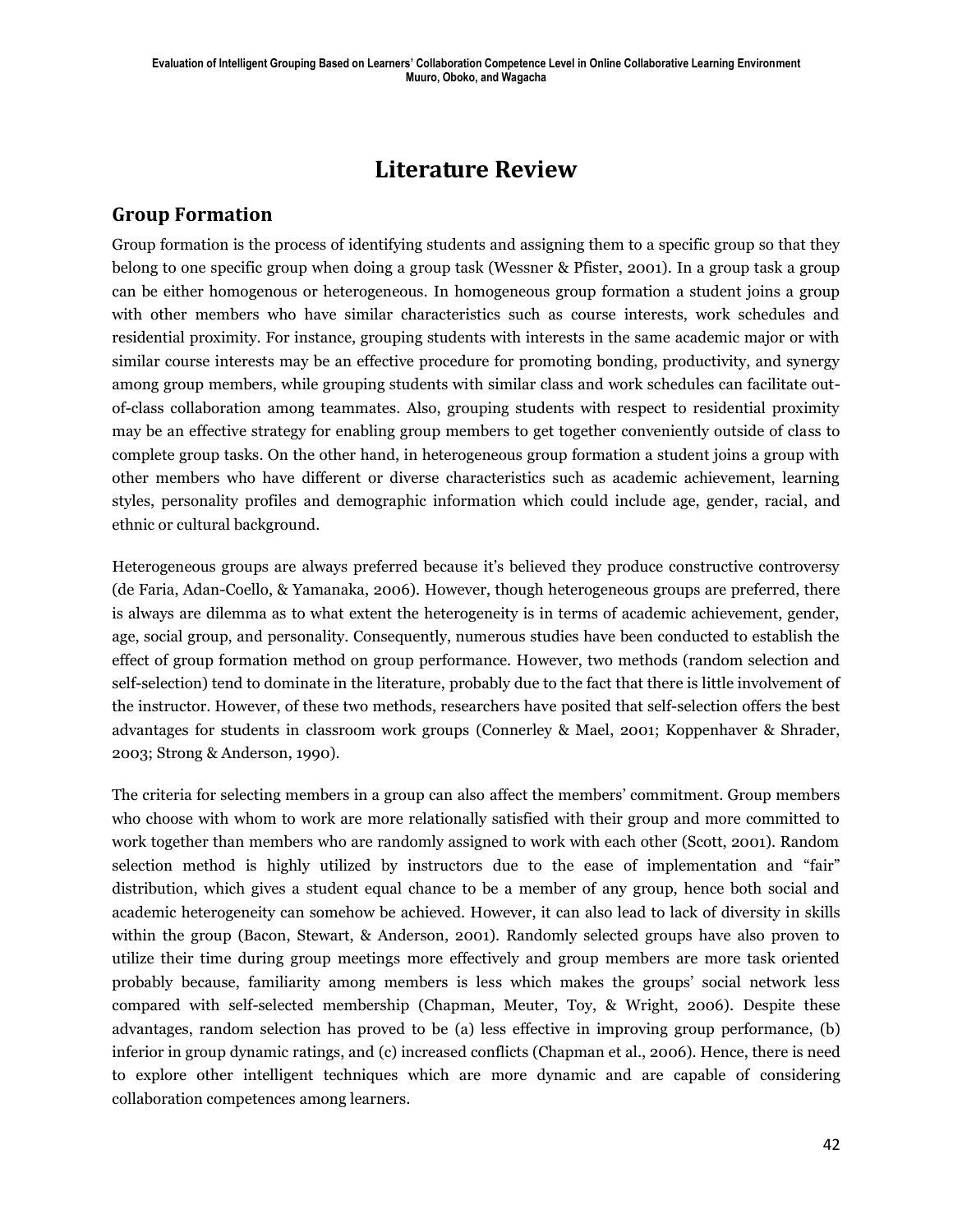# Literature Review

## Group Formation

Group formation is the process of identifying students and assigning them to a specific group so that they belong to one specific group when doing a group task (Wessner & Pfister, 2001). In a group task a group can be either homogenous or heterogeneous. In homogeneous group formation a student joins a group with other members who have similar characteristics such as course interests, work schedules and residential proximity. For instance, grouping students with interests in the same academic major or with similar course interests may be an effective procedure for promoting bonding, productivity, and synergy among group members, while grouping students with similar class and work schedules can facilitate out-of-class collaboration among teammates. Also, grouping students with respect to residential proximity may be an effective strategy for enabling group members to get together conveniently outside of class to complete group tasks. On the other hand, in heterogeneous group formation a student joins a group with other members who have different or diverse characteristics such as academic achievement, learning styles, personality profiles and demographic information which could include age, gender, racial, and ethnic or cultural background.

Heterogeneous groups are always preferred because it's believed they produce constructive controversy (de Faria, Adan-Coello, & Yamanaka, 2006). However, though heterogeneous groups are preferred, there is always are dilemma as to what extent the heterogeneity is in terms of academic achievement, gender, age, social group, and personality. Consequently, numerous studies have been conducted to establish the effect of group formation method on group performance. However, two methods (random selection and self-selection) tend to dominate in the literature, probably due to the fact that there is little involvement of the instructor. However, of these two methods, researchers have posited that self-selection offers the best advantages for students in classroom work groups (Connerley & Mael, 2001; Koppenhaver & Shrader, 2003; Strong & Anderson, 1990).

The criteria for selecting members in a group can also affect the members' commitment. Group members who choose with whom to work are more relationally satisfied with their group and more committed to work together than members who are randomly assigned to work with each other (Scott, 2001). Random selection method is highly utilized by instructors due to the ease of implementation and "fair" distribution, which gives a student equal chance to be a member of any group, hence both social and academic heterogeneity can somehow be achieved. However, it can also lead to lack of diversity in skills within the group (Bacon, Stewart, & Anderson, 2001). Randomly selected groups have also proven to utilize their time during group meetings more effectively and group members are more task oriented probably because, familiarity among members is less which makes the groups' social network less compared with self-selected membership (Chapman, Meuter, Toy, & Wright, 2006). Despite these advantages, random selection has proved to be (a) less effective in improving group performance, (b) inferior in group dynamic ratings, and (c) increased conflicts (Chapman et al., 2006). Hence, there is need to explore other intelligent techniques which are more dynamic and are capable of considering collaboration competences among learners.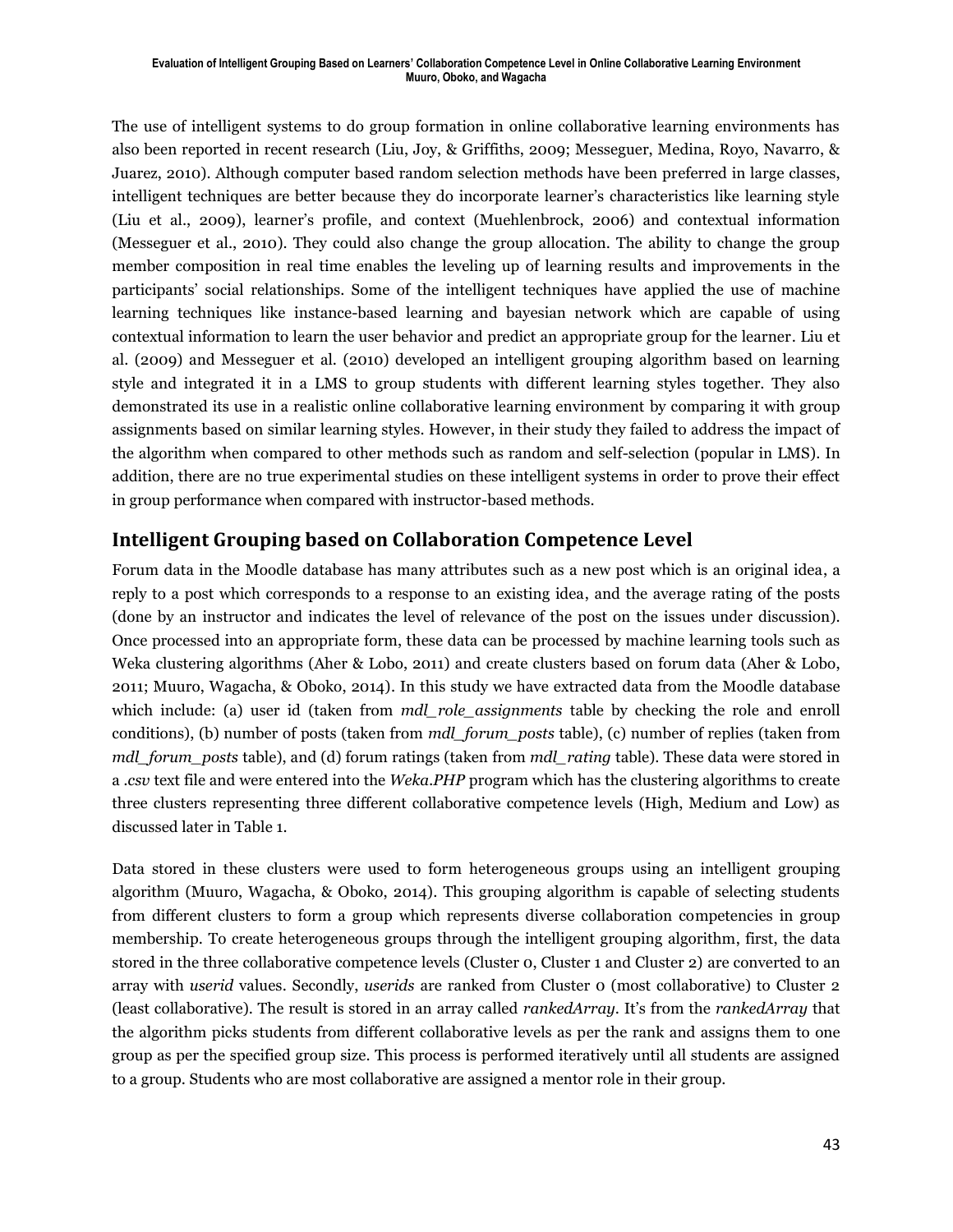The use of intelligent systems to do group formation in online collaborative learning environments has also been reported in recent research (Liu, Joy, & Griffiths, 2009; Messeguer, Medina, Royo, Navarro, & Juarez, 2010). Although computer based random selection methods have been preferred in large classes, intelligent techniques are better because they do incorporate learner's characteristics like learning style (Liu et al., 2009), learner's profile, and context (Muehlenbrock, 2006) and contextual information (Messeguer et al., 2010). They could also change the group allocation. The ability to change the group member composition in real time enables the leveling up of learning results and improvements in the participants' social relationships. Some of the intelligent techniques have applied the use of machine learning techniques like instance-based learning and bayesian network which are capable of using contextual information to learn the user behavior and predict an appropriate group for the learner. Liu et al. (2009) and Messeguer et al. (2010) developed an intelligent grouping algorithm based on learning style and integrated it in a LMS to group students with different learning styles together. They also demonstrated its use in a realistic online collaborative learning environment by comparing it with group assignments based on similar learning styles. However, in their study they failed to address the impact of the algorithm when compared to other methods such as random and self-selection (popular in LMS). In addition, there are no true experimental studies on these intelligent systems in order to prove their effect in group performance when compared with instructor-based methods.

## Intelligent Grouping based on Collaboration Competence Level

Forum data in the Moodle database has many attributes such as a new post which is an original idea, a reply to a post which corresponds to a response to an existing idea, and the average rating of the posts (done by an instructor and indicates the level of relevance of the post on the issues under discussion). Once processed into an appropriate form, these data can be processed by machine learning tools such as Weka clustering algorithms (Aher & Lobo, 2011) and create clusters based on forum data (Aher & Lobo, 2011; Muuro, Wagacha, & Oboko, 2014). In this study we have extracted data from the Moodle database which include: (a) user id (taken from *mdl_role_assignments* table by checking the role and enroll conditions), (b) number of posts (taken from *mdl_forum_posts* table), (c) number of replies (taken from *mdl_forum_posts* table), and (d) forum ratings (taken from *mdl_rating* table). These data were stored in a *.csv* text file and were entered into the *Weka.PHP* program which has the clustering algorithms to create three clusters representing three different collaborative competence levels (High, Medium and Low) as discussed later in Table 1.

Data stored in these clusters were used to form heterogeneous groups using an intelligent grouping algorithm (Muuro, Wagacha, & Oboko, 2014). This grouping algorithm is capable of selecting students from different clusters to form a group which represents diverse collaboration competencies in group membership. To create heterogeneous groups through the intelligent grouping algorithm, first, the data stored in the three collaborative competence levels (Cluster 0, Cluster 1 and Cluster 2) are converted to an array with *userid* values. Secondly, *userids* are ranked from Cluster 0 (most collaborative) to Cluster 2 (least collaborative). The result is stored in an array called *rankedArray*. It's from the *rankedArray* that the algorithm picks students from different collaborative levels as per the rank and assigns them to one group as per the specified group size. This process is performed iteratively until all students are assigned to a group. Students who are most collaborative are assigned a mentor role in their group.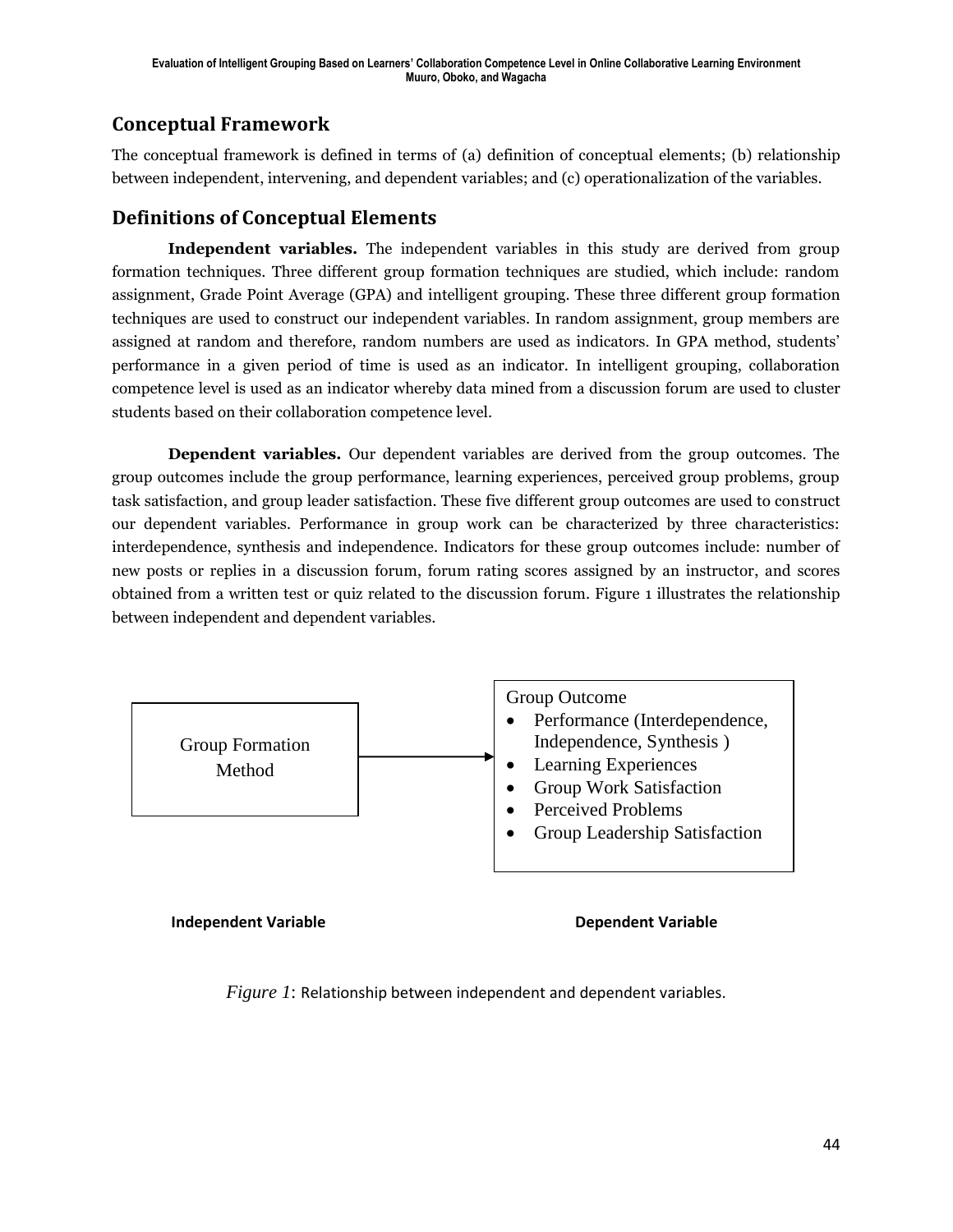## Conceptual Framework

The conceptual framework is defined in terms of (a) definition of conceptual elements; (b) relationship between independent, intervening, and dependent variables; and (c) operationalization of the variables.

## Definitions of Conceptual Elements

**Independent variables.** The independent variables in this study are derived from group formation techniques. Three different group formation techniques are studied, which include: random assignment, Grade Point Average (GPA) and intelligent grouping. These three different group formation techniques are used to construct our independent variables. In random assignment, group members are assigned at random and therefore, random numbers are used as indicators. In GPA method, students' performance in a given period of time is used as an indicator. In intelligent grouping, collaboration competence level is used as an indicator whereby data mined from a discussion forum are used to cluster students based on their collaboration competence level.

**Dependent variables.** Our dependent variables are derived from the group outcomes. The group outcomes include the group performance, learning experiences, perceived group problems, group task satisfaction, and group leader satisfaction. These five different group outcomes are used to construct our dependent variables. Performance in group work can be characterized by three characteristics: interdependence, synthesis and independence. Indicators for these group outcomes include: number of new posts or replies in a discussion forum, forum rating scores assigned by an instructor, and scores obtained from a written test or quiz related to the discussion forum. Figure 1 illustrates the relationship between independent and dependent variables.

Group Formation Method → Group Outcome

- Performance (Interdependence, Independence, Synthesis )
- Learning Experiences
- Group Work Satisfaction
- Perceived Problems
- Group Leadership Satisfaction

**Independent Variable** | **Dependent Variable**

*Figure 1*: Relationship between independent and dependent variables.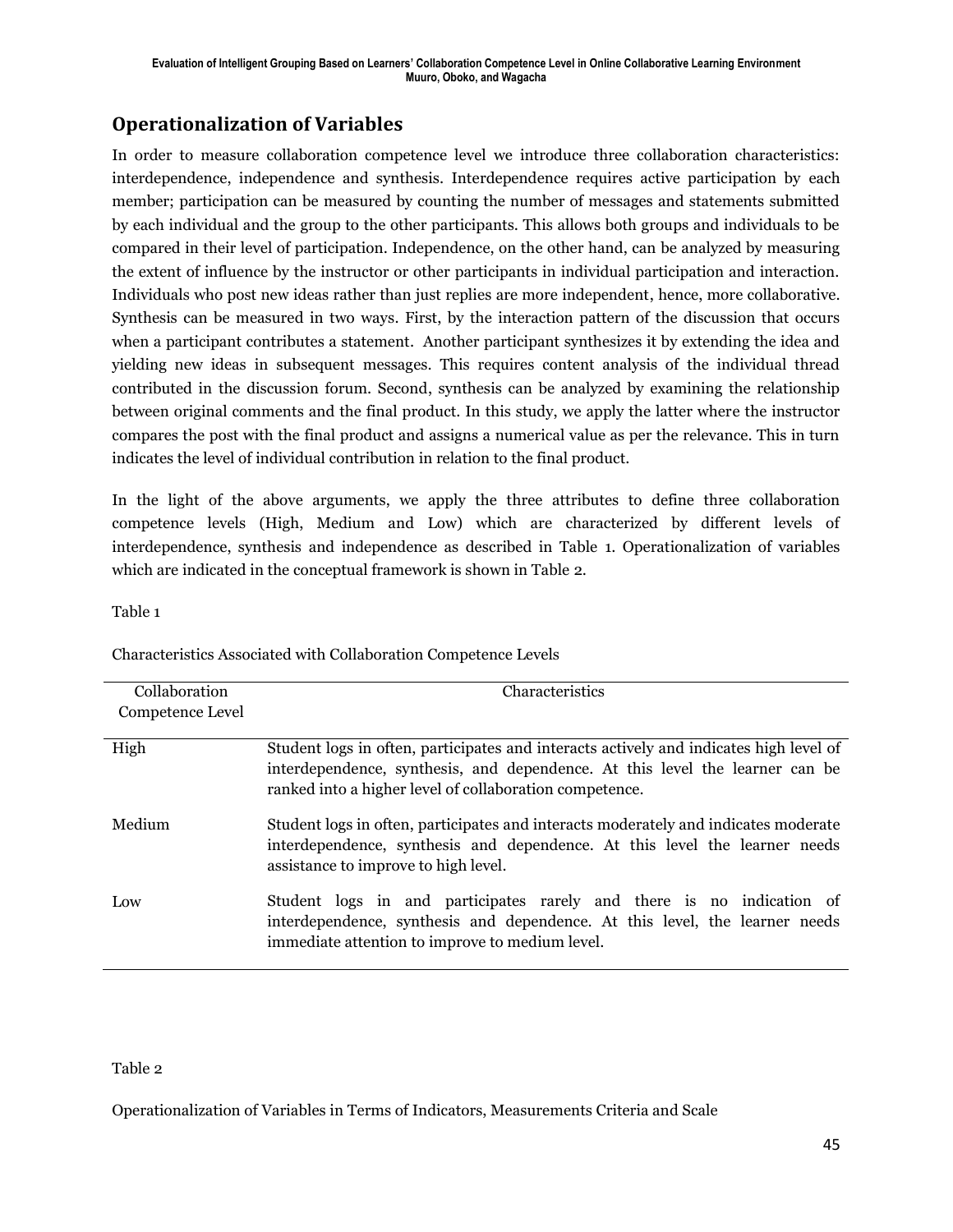## Operationalization of Variables

In order to measure collaboration competence level we introduce three collaboration characteristics: interdependence, independence and synthesis. Interdependence requires active participation by each member; participation can be measured by counting the number of messages and statements submitted by each individual and the group to the other participants. This allows both groups and individuals to be compared in their level of participation. Independence, on the other hand, can be analyzed by measuring the extent of influence by the instructor or other participants in individual participation and interaction. Individuals who post new ideas rather than just replies are more independent, hence, more collaborative. Synthesis can be measured in two ways. First, by the interaction pattern of the discussion that occurs when a participant contributes a statement. Another participant synthesizes it by extending the idea and yielding new ideas in subsequent messages. This requires content analysis of the individual thread contributed in the discussion forum. Second, synthesis can be analyzed by examining the relationship between original comments and the final product. In this study, we apply the latter where the instructor compares the post with the final product and assigns a numerical value as per the relevance. This in turn indicates the level of individual contribution in relation to the final product.

In the light of the above arguments, we apply the three attributes to define three collaboration competence levels (High, Medium and Low) which are characterized by different levels of interdependence, synthesis and independence as described in Table 1. Operationalization of variables which are indicated in the conceptual framework is shown in Table 2.

Table 1

Characteristics Associated with Collaboration Competence Levels

| Collaboration Competence Level | Characteristics |
|---|---|
| High | Student logs in often, participates and interacts actively and indicates high level of interdependence, synthesis, and dependence. At this level the learner can be ranked into a higher level of collaboration competence. |
| Medium | Student logs in often, participates and interacts moderately and indicates moderate interdependence, synthesis and dependence. At this level the learner needs assistance to improve to high level. |
| Low | Student logs in and participates rarely and there is no indication of interdependence, synthesis and dependence. At this level, the learner needs immediate attention to improve to medium level. |

Table 2

Operationalization of Variables in Terms of Indicators, Measurements Criteria and Scale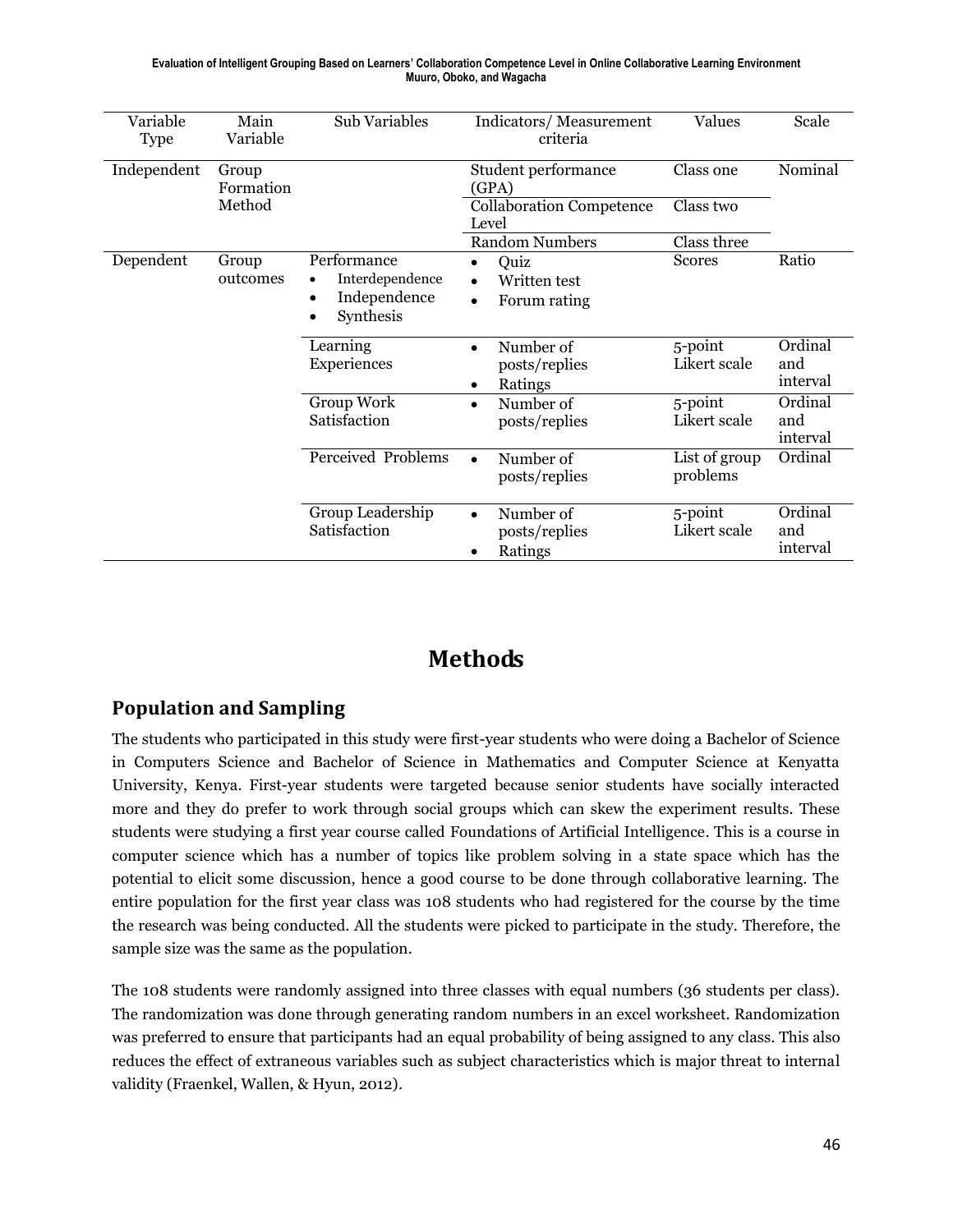| Variable Type | Main Variable | Sub Variables | Indicators/ Measurement criteria | Values | Scale |
|---|---|---|---|---|---|
| Independent | Group Formation Method | | Student performance (GPA) | Class one | Nominal |
| | | | Collaboration Competence Level | Class two | |
| | | | Random Numbers | Class three | |
| Dependent | Group outcomes | Performance<br>• Interdependence<br>• Independence<br>• Synthesis | • Quiz<br>• Written test<br>• Forum rating | Scores | Ratio |
| | | Learning Experiences | • Number of posts/replies<br>• Ratings | 5-point Likert scale | Ordinal and interval |
| | | Group Work Satisfaction | • Number of posts/replies | 5-point Likert scale | Ordinal and interval |
| | | Perceived Problems | • Number of posts/replies | List of group problems | Ordinal |
| | | Group Leadership Satisfaction | • Number of posts/replies<br>• Ratings | 5-point Likert scale | Ordinal and interval |

# Methods

## Population and Sampling

The students who participated in this study were first-year students who were doing a Bachelor of Science in Computers Science and Bachelor of Science in Mathematics and Computer Science at Kenyatta University, Kenya. First-year students were targeted because senior students have socially interacted more and they do prefer to work through social groups which can skew the experiment results. These students were studying a first year course called Foundations of Artificial Intelligence. This is a course in computer science which has a number of topics like problem solving in a state space which has the potential to elicit some discussion, hence a good course to be done through collaborative learning. The entire population for the first year class was 108 students who had registered for the course by the time the research was being conducted. All the students were picked to participate in the study. Therefore, the sample size was the same as the population.

The 108 students were randomly assigned into three classes with equal numbers (36 students per class). The randomization was done through generating random numbers in an excel worksheet. Randomization was preferred to ensure that participants had an equal probability of being assigned to any class. This also reduces the effect of extraneous variables such as subject characteristics which is major threat to internal validity (Fraenkel, Wallen, & Hyun, 2012).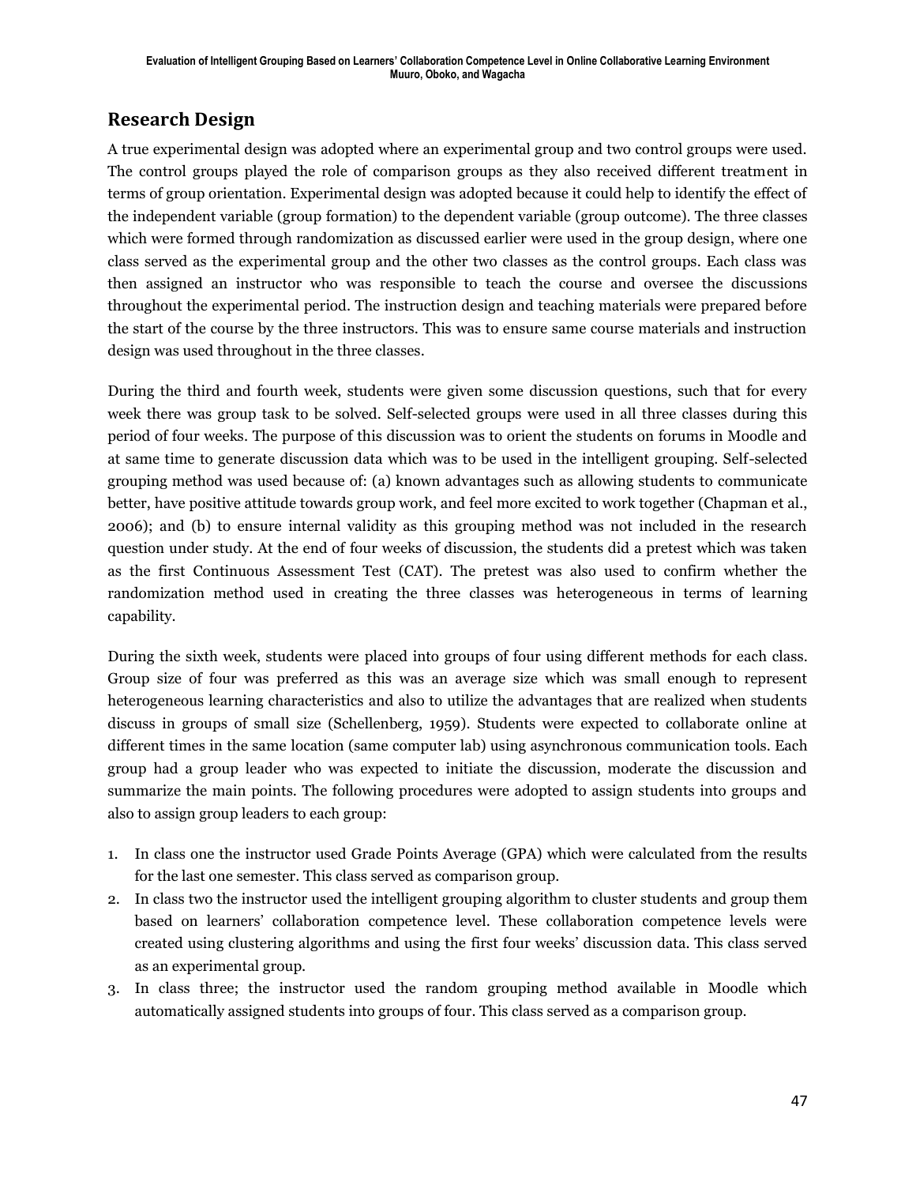## Research Design

A true experimental design was adopted where an experimental group and two control groups were used. The control groups played the role of comparison groups as they also received different treatment in terms of group orientation. Experimental design was adopted because it could help to identify the effect of the independent variable (group formation) to the dependent variable (group outcome). The three classes which were formed through randomization as discussed earlier were used in the group design, where one class served as the experimental group and the other two classes as the control groups. Each class was then assigned an instructor who was responsible to teach the course and oversee the discussions throughout the experimental period. The instruction design and teaching materials were prepared before the start of the course by the three instructors. This was to ensure same course materials and instruction design was used throughout in the three classes.

During the third and fourth week, students were given some discussion questions, such that for every week there was group task to be solved. Self-selected groups were used in all three classes during this period of four weeks. The purpose of this discussion was to orient the students on forums in Moodle and at same time to generate discussion data which was to be used in the intelligent grouping. Self-selected grouping method was used because of: (a) known advantages such as allowing students to communicate better, have positive attitude towards group work, and feel more excited to work together (Chapman et al., 2006); and (b) to ensure internal validity as this grouping method was not included in the research question under study. At the end of four weeks of discussion, the students did a pretest which was taken as the first Continuous Assessment Test (CAT). The pretest was also used to confirm whether the randomization method used in creating the three classes was heterogeneous in terms of learning capability.

During the sixth week, students were placed into groups of four using different methods for each class. Group size of four was preferred as this was an average size which was small enough to represent heterogeneous learning characteristics and also to utilize the advantages that are realized when students discuss in groups of small size (Schellenberg, 1959). Students were expected to collaborate online at different times in the same location (same computer lab) using asynchronous communication tools. Each group had a group leader who was expected to initiate the discussion, moderate the discussion and summarize the main points. The following procedures were adopted to assign students into groups and also to assign group leaders to each group:

1. In class one the instructor used Grade Points Average (GPA) which were calculated from the results for the last one semester. This class served as comparison group.
2. In class two the instructor used the intelligent grouping algorithm to cluster students and group them based on learners' collaboration competence level. These collaboration competence levels were created using clustering algorithms and using the first four weeks' discussion data. This class served as an experimental group.
3. In class three; the instructor used the random grouping method available in Moodle which automatically assigned students into groups of four. This class served as a comparison group.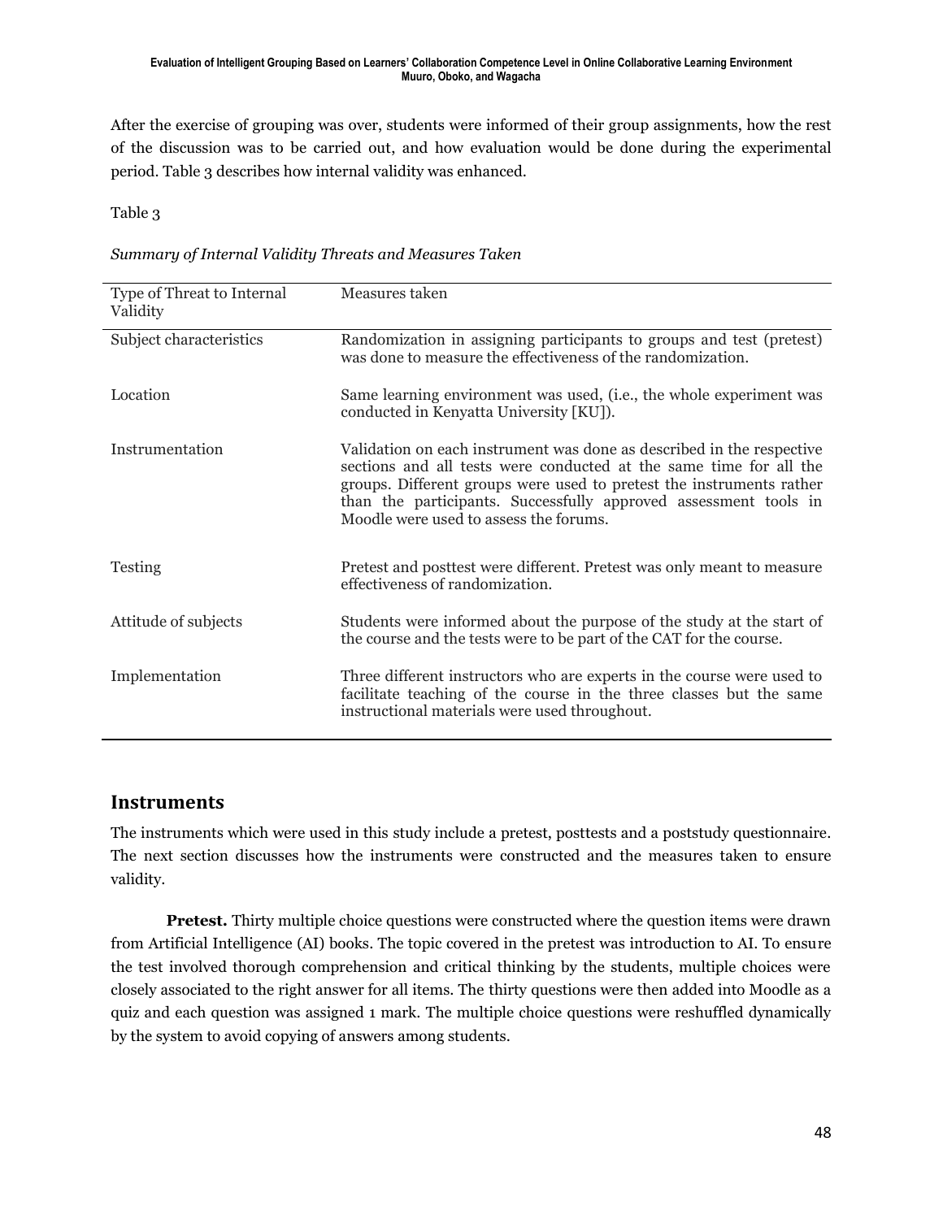After the exercise of grouping was over, students were informed of their group assignments, how the rest of the discussion was to be carried out, and how evaluation would be done during the experimental period. Table 3 describes how internal validity was enhanced.

Table 3

*Summary of Internal Validity Threats and Measures Taken*

| Type of Threat to Internal Validity | Measures taken |
| --- | --- |
| Subject characteristics | Randomization in assigning participants to groups and test (pretest) was done to measure the effectiveness of the randomization. |
| Location | Same learning environment was used, (i.e., the whole experiment was conducted in Kenyatta University [KU]). |
| Instrumentation | Validation on each instrument was done as described in the respective sections and all tests were conducted at the same time for all the groups. Different groups were used to pretest the instruments rather than the participants. Successfully approved assessment tools in Moodle were used to assess the forums. |
| Testing | Pretest and posttest were different. Pretest was only meant to measure effectiveness of randomization. |
| Attitude of subjects | Students were informed about the purpose of the study at the start of the course and the tests were to be part of the CAT for the course. |
| Implementation | Three different instructors who are experts in the course were used to facilitate teaching of the course in the three classes but the same instructional materials were used throughout. |

## Instruments

The instruments which were used in this study include a pretest, posttests and a poststudy questionnaire. The next section discusses how the instruments were constructed and the measures taken to ensure validity.

**Pretest.** Thirty multiple choice questions were constructed where the question items were drawn from Artificial Intelligence (AI) books. The topic covered in the pretest was introduction to AI. To ensure the test involved thorough comprehension and critical thinking by the students, multiple choices were closely associated to the right answer for all items. The thirty questions were then added into Moodle as a quiz and each question was assigned 1 mark. The multiple choice questions were reshuffled dynamically by the system to avoid copying of answers among students.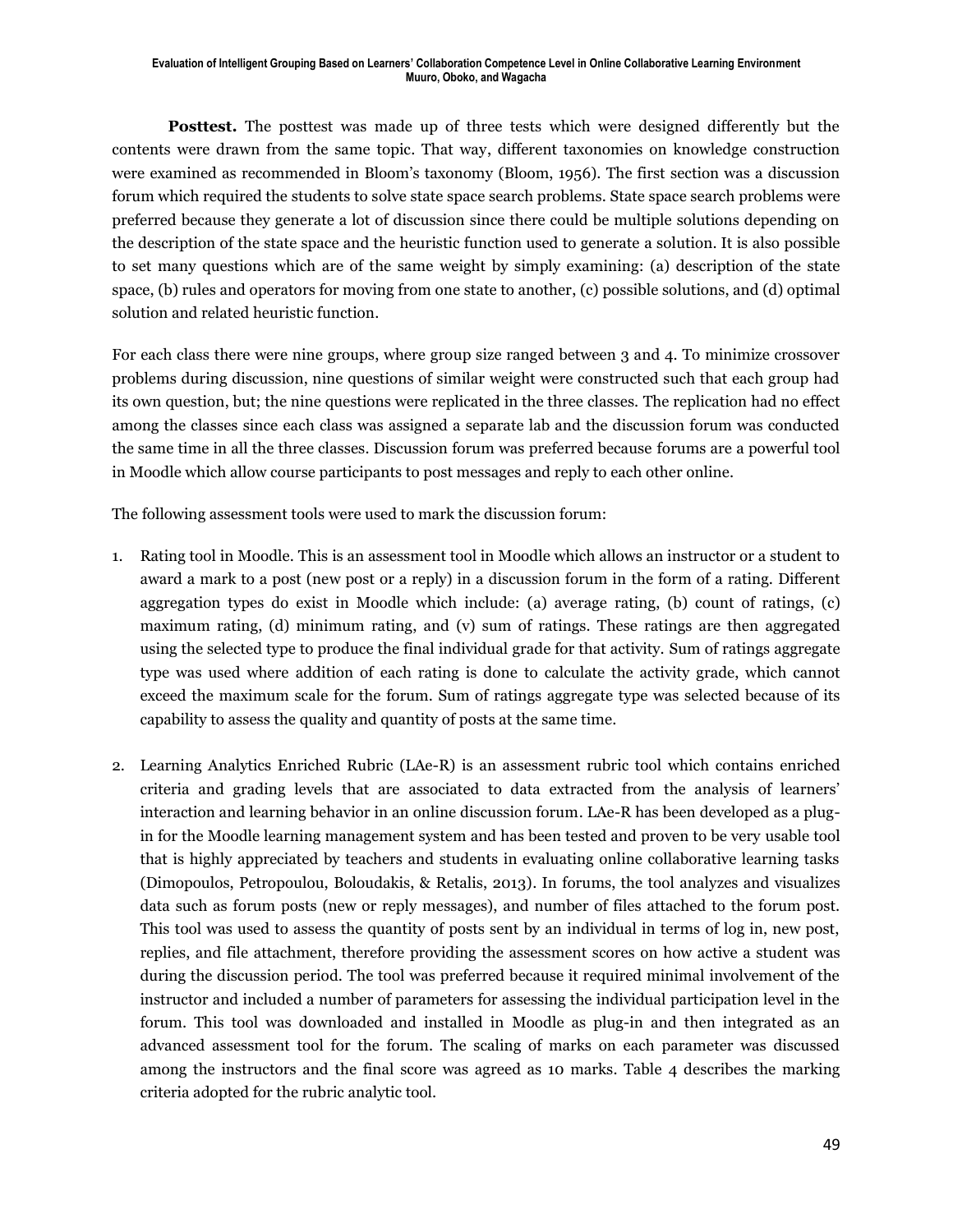**Posttest.** The posttest was made up of three tests which were designed differently but the contents were drawn from the same topic. That way, different taxonomies on knowledge construction were examined as recommended in Bloom's taxonomy (Bloom, 1956). The first section was a discussion forum which required the students to solve state space search problems. State space search problems were preferred because they generate a lot of discussion since there could be multiple solutions depending on the description of the state space and the heuristic function used to generate a solution. It is also possible to set many questions which are of the same weight by simply examining: (a) description of the state space, (b) rules and operators for moving from one state to another, (c) possible solutions, and (d) optimal solution and related heuristic function.

For each class there were nine groups, where group size ranged between 3 and 4. To minimize crossover problems during discussion, nine questions of similar weight were constructed such that each group had its own question, but; the nine questions were replicated in the three classes. The replication had no effect among the classes since each class was assigned a separate lab and the discussion forum was conducted the same time in all the three classes. Discussion forum was preferred because forums are a powerful tool in Moodle which allow course participants to post messages and reply to each other online.

The following assessment tools were used to mark the discussion forum:

1. Rating tool in Moodle. This is an assessment tool in Moodle which allows an instructor or a student to award a mark to a post (new post or a reply) in a discussion forum in the form of a rating. Different aggregation types do exist in Moodle which include: (a) average rating, (b) count of ratings, (c) maximum rating, (d) minimum rating, and (v) sum of ratings. These ratings are then aggregated using the selected type to produce the final individual grade for that activity. Sum of ratings aggregate type was used where addition of each rating is done to calculate the activity grade, which cannot exceed the maximum scale for the forum. Sum of ratings aggregate type was selected because of its capability to assess the quality and quantity of posts at the same time.

2. Learning Analytics Enriched Rubric (LAe-R) is an assessment rubric tool which contains enriched criteria and grading levels that are associated to data extracted from the analysis of learners' interaction and learning behavior in an online discussion forum. LAe-R has been developed as a plug-in for the Moodle learning management system and has been tested and proven to be very usable tool that is highly appreciated by teachers and students in evaluating online collaborative learning tasks (Dimopoulos, Petropoulou, Boloudakis, & Retalis, 2013). In forums, the tool analyzes and visualizes data such as forum posts (new or reply messages), and number of files attached to the forum post. This tool was used to assess the quantity of posts sent by an individual in terms of log in, new post, replies, and file attachment, therefore providing the assessment scores on how active a student was during the discussion period. The tool was preferred because it required minimal involvement of the instructor and included a number of parameters for assessing the individual participation level in the forum. This tool was downloaded and installed in Moodle as plug-in and then integrated as an advanced assessment tool for the forum. The scaling of marks on each parameter was discussed among the instructors and the final score was agreed as 10 marks. Table 4 describes the marking criteria adopted for the rubric analytic tool.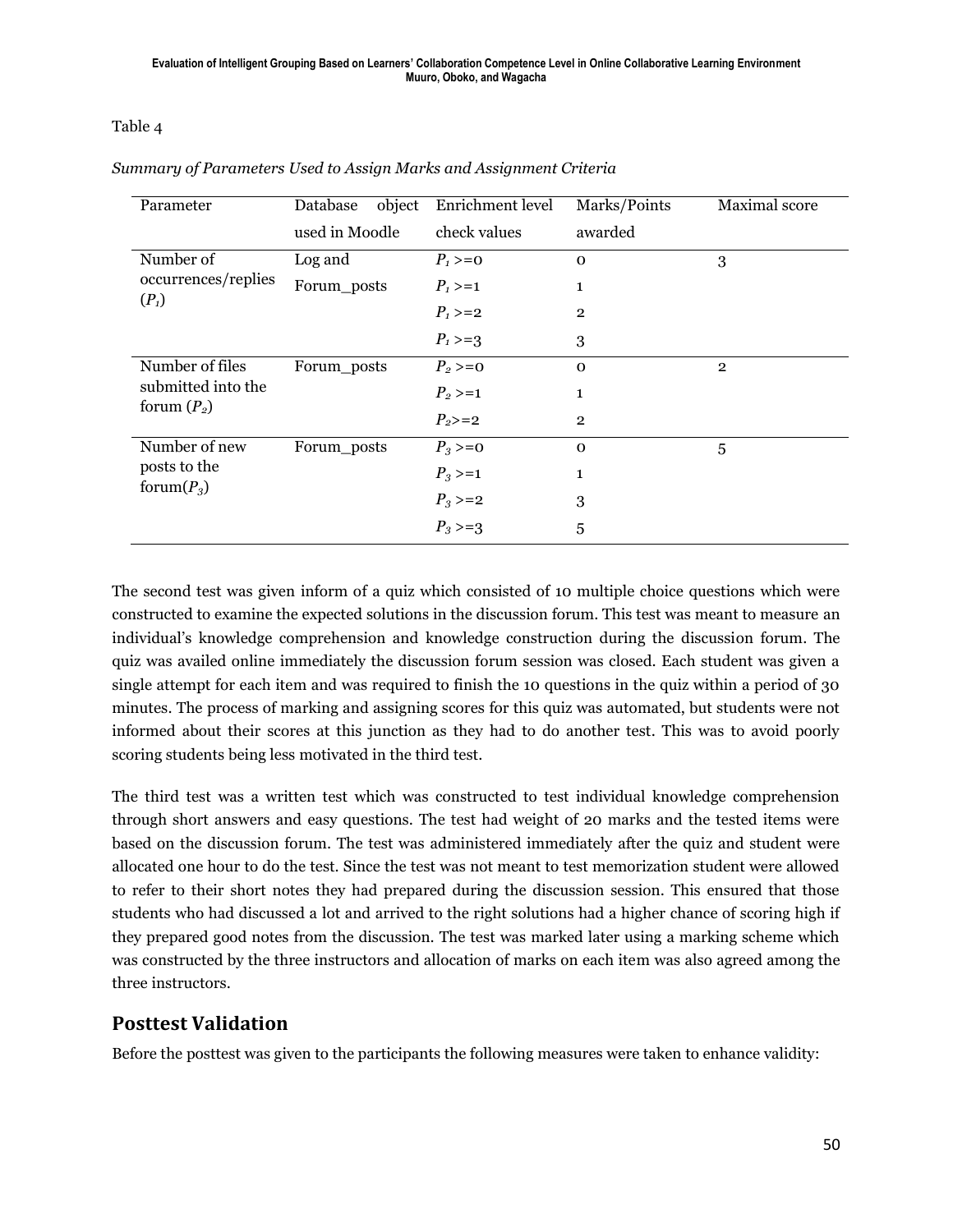Table 4

*Summary of Parameters Used to Assign Marks and Assignment Criteria*

| Parameter | Database object used in Moodle | Enrichment level check values | Marks/Points awarded | Maximal score |
|---|---|---|---|---|
| Number of occurrences/replies ($P_1$) | Log and Forum_posts | $P_1 >= 0$ | 0 | 3 |
| | | $P_1 >= 1$ | 1 | |
| | | $P_1 >= 2$ | 2 | |
| | | $P_1 >= 3$ | 3 | |
| Number of files submitted into the forum ($P_2$) | Forum_posts | $P_2 >= 0$ | 0 | 2 |
| | | $P_2 >= 1$ | 1 | |
| | | $P_2 >= 2$ | 2 | |
| Number of new posts to the forum($P_3$) | Forum_posts | $P_3 >= 0$ | 0 | 5 |
| | | $P_3 >= 1$ | 1 | |
| | | $P_3 >= 2$ | 3 | |
| | | $P_3 >= 3$ | 5 | |

The second test was given inform of a quiz which consisted of 10 multiple choice questions which were constructed to examine the expected solutions in the discussion forum. This test was meant to measure an individual's knowledge comprehension and knowledge construction during the discussion forum. The quiz was availed online immediately the discussion forum session was closed. Each student was given a single attempt for each item and was required to finish the 10 questions in the quiz within a period of 30 minutes. The process of marking and assigning scores for this quiz was automated, but students were not informed about their scores at this junction as they had to do another test. This was to avoid poorly scoring students being less motivated in the third test.

The third test was a written test which was constructed to test individual knowledge comprehension through short answers and easy questions. The test had weight of 20 marks and the tested items were based on the discussion forum. The test was administered immediately after the quiz and student were allocated one hour to do the test. Since the test was not meant to test memorization student were allowed to refer to their short notes they had prepared during the discussion session. This ensured that those students who had discussed a lot and arrived to the right solutions had a higher chance of scoring high if they prepared good notes from the discussion. The test was marked later using a marking scheme which was constructed by the three instructors and allocation of marks on each item was also agreed among the three instructors.

## Posttest Validation

Before the posttest was given to the participants the following measures were taken to enhance validity: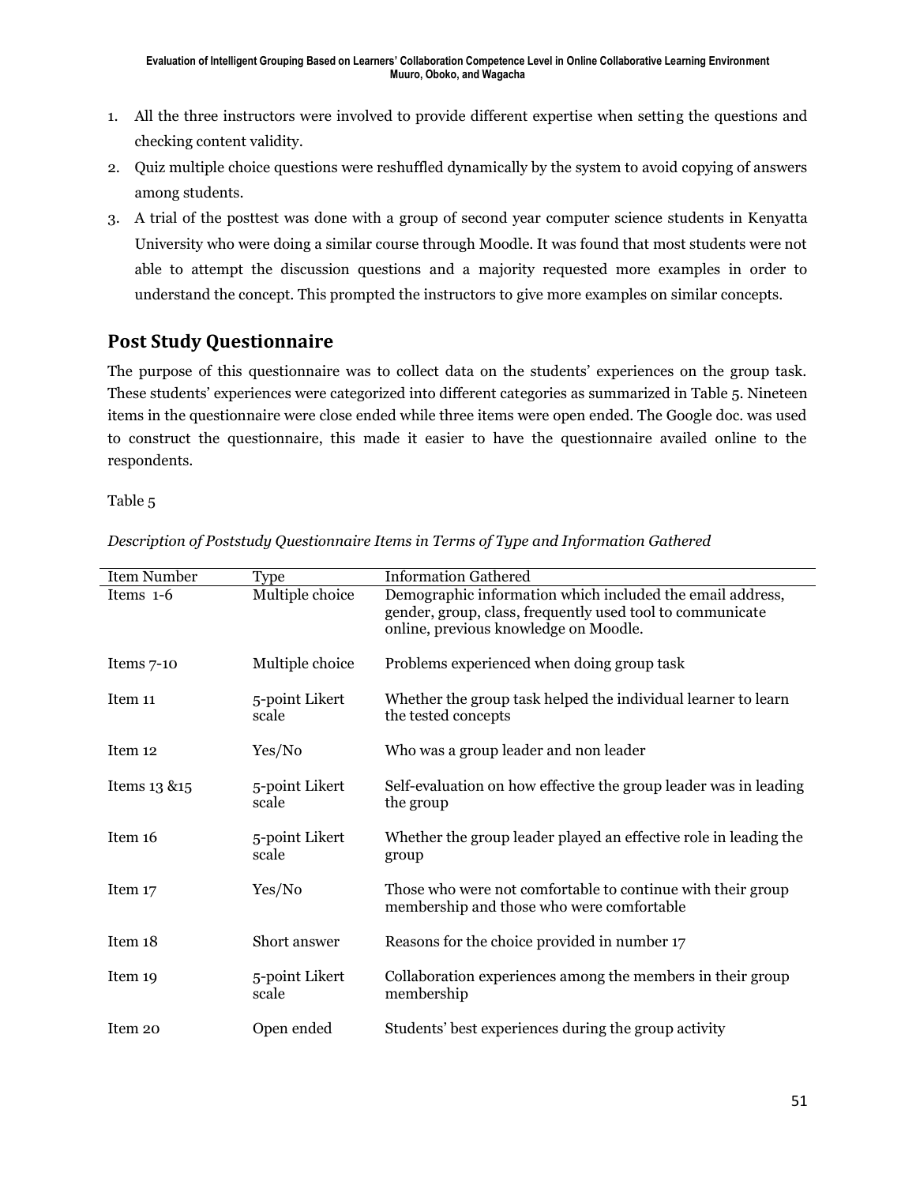1. All the three instructors were involved to provide different expertise when setting the questions and checking content validity.
2. Quiz multiple choice questions were reshuffled dynamically by the system to avoid copying of answers among students.
3. A trial of the posttest was done with a group of second year computer science students in Kenyatta University who were doing a similar course through Moodle. It was found that most students were not able to attempt the discussion questions and a majority requested more examples in order to understand the concept. This prompted the instructors to give more examples on similar concepts.

## Post Study Questionnaire

The purpose of this questionnaire was to collect data on the students' experiences on the group task. These students' experiences were categorized into different categories as summarized in Table 5. Nineteen items in the questionnaire were close ended while three items were open ended. The Google doc. was used to construct the questionnaire, this made it easier to have the questionnaire availed online to the respondents.

Table 5

*Description of Poststudy Questionnaire Items in Terms of Type and Information Gathered*

| Item Number | Type | Information Gathered |
|---|---|---|
| Items 1-6 | Multiple choice | Demographic information which included the email address, gender, group, class, frequently used tool to communicate online, previous knowledge on Moodle. |
| Items 7-10 | Multiple choice | Problems experienced when doing group task |
| Item 11 | 5-point Likert scale | Whether the group task helped the individual learner to learn the tested concepts |
| Item 12 | Yes/No | Who was a group leader and non leader |
| Items 13 &15 | 5-point Likert scale | Self-evaluation on how effective the group leader was in leading the group |
| Item 16 | 5-point Likert scale | Whether the group leader played an effective role in leading the group |
| Item 17 | Yes/No | Those who were not comfortable to continue with their group membership and those who were comfortable |
| Item 18 | Short answer | Reasons for the choice provided in number 17 |
| Item 19 | 5-point Likert scale | Collaboration experiences among the members in their group membership |
| Item 20 | Open ended | Students' best experiences during the group activity |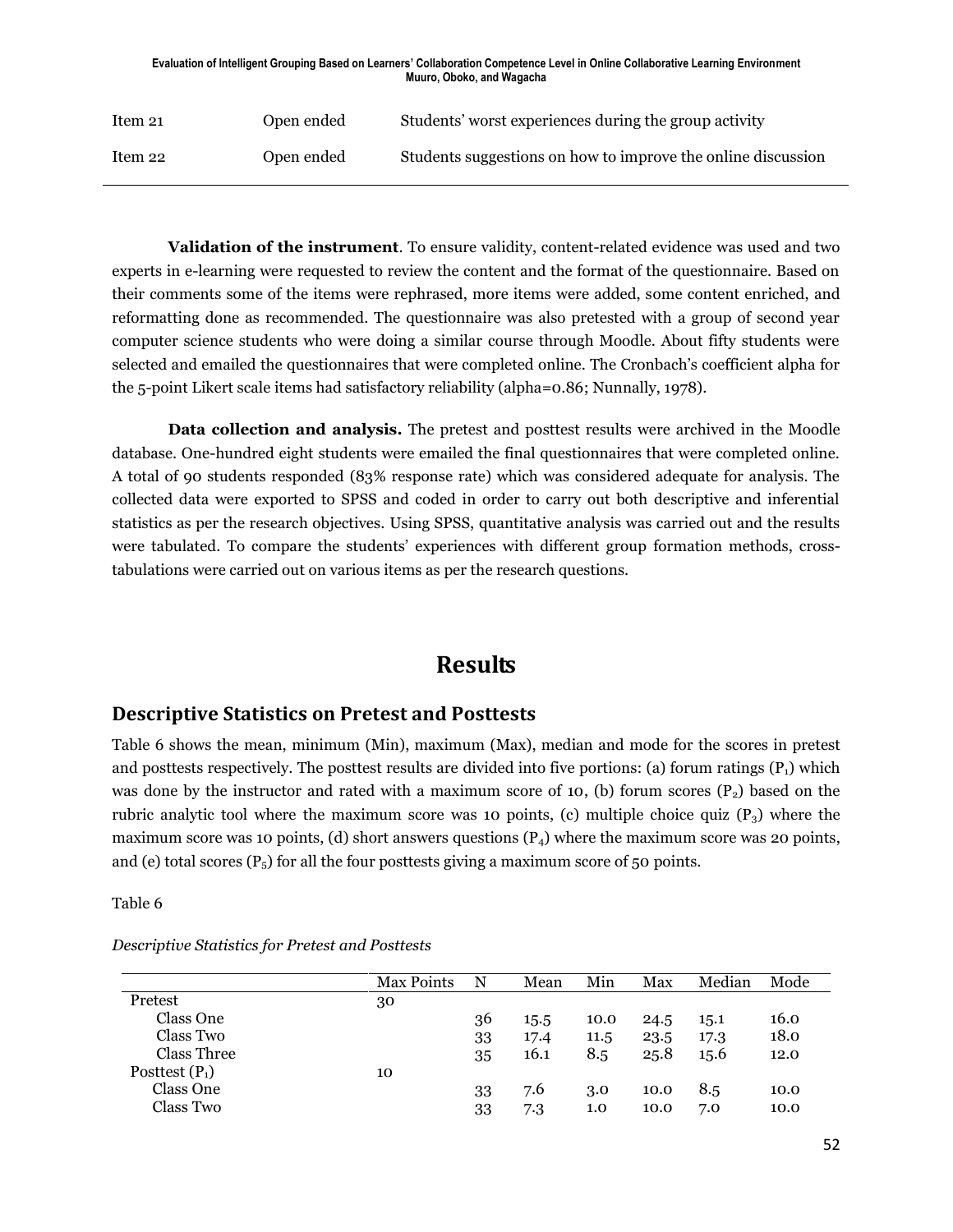| | | |
|---|---|---|
| Item 21 | Open ended | Students' worst experiences during the group activity |
| Item 22 | Open ended | Students suggestions on how to improve the online discussion |

**Validation of the instrument**. To ensure validity, content-related evidence was used and two experts in e-learning were requested to review the content and the format of the questionnaire. Based on their comments some of the items were rephrased, more items were added, some content enriched, and reformatting done as recommended. The questionnaire was also pretested with a group of second year computer science students who were doing a similar course through Moodle. About fifty students were selected and emailed the questionnaires that were completed online. The Cronbach's coefficient alpha for the 5-point Likert scale items had satisfactory reliability (alpha=0.86; Nunnally, 1978).

**Data collection and analysis.** The pretest and posttest results were archived in the Moodle database. One-hundred eight students were emailed the final questionnaires that were completed online. A total of 90 students responded (83% response rate) which was considered adequate for analysis. The collected data were exported to SPSS and coded in order to carry out both descriptive and inferential statistics as per the research objectives. Using SPSS, quantitative analysis was carried out and the results were tabulated. To compare the students' experiences with different group formation methods, cross-tabulations were carried out on various items as per the research questions.

# Results

## Descriptive Statistics on Pretest and Posttests

Table 6 shows the mean, minimum (Min), maximum (Max), median and mode for the scores in pretest and posttests respectively. The posttest results are divided into five portions: (a) forum ratings ($P_1$) which was done by the instructor and rated with a maximum score of 10, (b) forum scores ($P_2$) based on the rubric analytic tool where the maximum score was 10 points, (c) multiple choice quiz ($P_3$) where the maximum score was 10 points, (d) short answers questions ($P_4$) where the maximum score was 20 points, and (e) total scores ($P_5$) for all the four posttests giving a maximum score of 50 points.

Table 6

*Descriptive Statistics for Pretest and Posttests*

| | Max Points | N | Mean | Min | Max | Median | Mode |
|---|---|---|---|---|---|---|---|
| Pretest | 30 | | | | | | |
| Class One | | 36 | 15.5 | 10.0 | 24.5 | 15.1 | 16.0 |
| Class Two | | 33 | 17.4 | 11.5 | 23.5 | 17.3 | 18.0 |
| Class Three | | 35 | 16.1 | 8.5 | 25.8 | 15.6 | 12.0 |
| Posttest ($P_1$) | 10 | | | | | | |
| Class One | | 33 | 7.6 | 3.0 | 10.0 | 8.5 | 10.0 |
| Class Two | | 33 | 7.3 | 1.0 | 10.0 | 7.0 | 10.0 |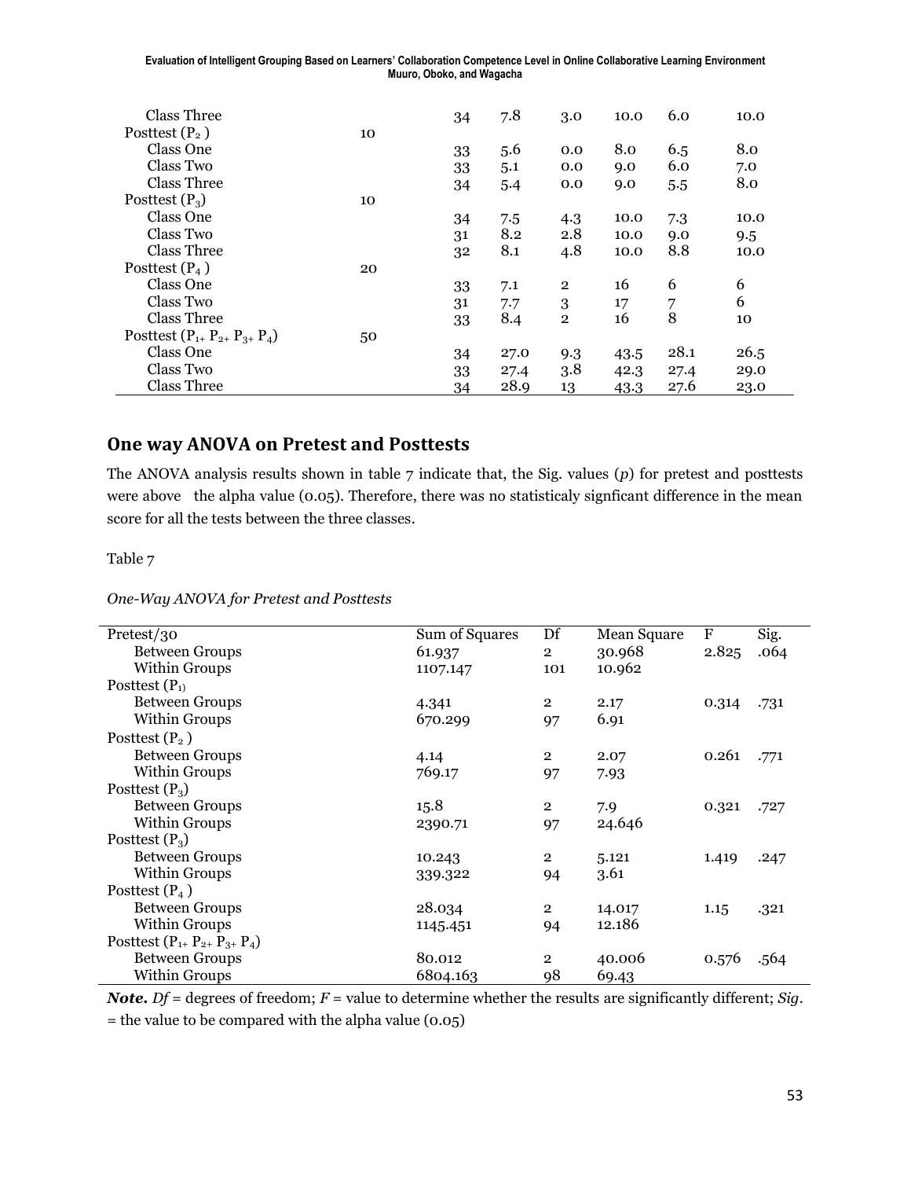| | | | | | | | |
|---|---|---|---|---|---|---|---|
| Class Three | | 34 | 7.8 | 3.0 | 10.0 | 6.0 | 10.0 |
| Posttest ($P_2$ ) | 10 | | | | | | |
| Class One | | 33 | 5.6 | 0.0 | 8.0 | 6.5 | 8.0 |
| Class Two | | 33 | 5.1 | 0.0 | 9.0 | 6.0 | 7.0 |
| Class Three | | 34 | 5.4 | 0.0 | 9.0 | 5.5 | 8.0 |
| Posttest ($P_3$) | 10 | | | | | | |
| Class One | | 34 | 7.5 | 4.3 | 10.0 | 7.3 | 10.0 |
| Class Two | | 31 | 8.2 | 2.8 | 10.0 | 9.0 | 9.5 |
| Class Three | | 32 | 8.1 | 4.8 | 10.0 | 8.8 | 10.0 |
| Posttest ($P_4$ ) | 20 | | | | | | |
| Class One | | 33 | 7.1 | 2 | 16 | 6 | 6 |
| Class Two | | 31 | 7.7 | 3 | 17 | 7 | 6 |
| Class Three | | 33 | 8.4 | 2 | 16 | 8 | 10 |
| Posttest ($P_{1+}$ $P_{2+}$ $P_{3+}$ $P_4$) | 50 | | | | | | |
| Class One | | 34 | 27.0 | 9.3 | 43.5 | 28.1 | 26.5 |
| Class Two | | 33 | 27.4 | 3.8 | 42.3 | 27.4 | 29.0 |
| Class Three | | 34 | 28.9 | 13 | 43.3 | 27.6 | 23.0 |

## One way ANOVA on Pretest and Posttests

The ANOVA analysis results shown in table 7 indicate that, the Sig. values (*p*) for pretest and posttests were above the alpha value (0.05). Therefore, there was no statisticaly signficant difference in the mean score for all the tests between the three classes.

Table 7

*One-Way ANOVA for Pretest and Posttests*

| Pretest/30 | Sum of Squares | Df | Mean Square | F | Sig. |
|---|---|---|---|---|---|
| Between Groups | 61.937 | 2 | 30.968 | 2.825 | .064 |
| Within Groups | 1107.147 | 101 | 10.962 | | |
| Posttest ($P_1$) | | | | | |
| Between Groups | 4.341 | 2 | 2.17 | 0.314 | .731 |
| Within Groups | 670.299 | 97 | 6.91 | | |
| Posttest ($P_2$ ) | | | | | |
| Between Groups | 4.14 | 2 | 2.07 | 0.261 | .771 |
| Within Groups | 769.17 | 97 | 7.93 | | |
| Posttest ($P_3$) | | | | | |
| Between Groups | 15.8 | 2 | 7.9 | 0.321 | .727 |
| Within Groups | 2390.71 | 97 | 24.646 | | |
| Posttest ($P_3$) | | | | | |
| Between Groups | 10.243 | 2 | 5.121 | 1.419 | .247 |
| Within Groups | 339.322 | 94 | 3.61 | | |
| Posttest ($P_4$ ) | | | | | |
| Between Groups | 28.034 | 2 | 14.017 | 1.15 | .321 |
| Within Groups | 1145.451 | 94 | 12.186 | | |
| Posttest ($P_{1+}$ $P_{2+}$ $P_{3+}$ $P_4$) | | | | | |
| Between Groups | 80.012 | 2 | 40.006 | 0.576 | .564 |
| Within Groups | 6804.163 | 98 | 69.43 | | |

***Note.*** *Df* = degrees of freedom; *F* = value to determine whether the results are significantly different; *Sig*. = the value to be compared with the alpha value (0.05)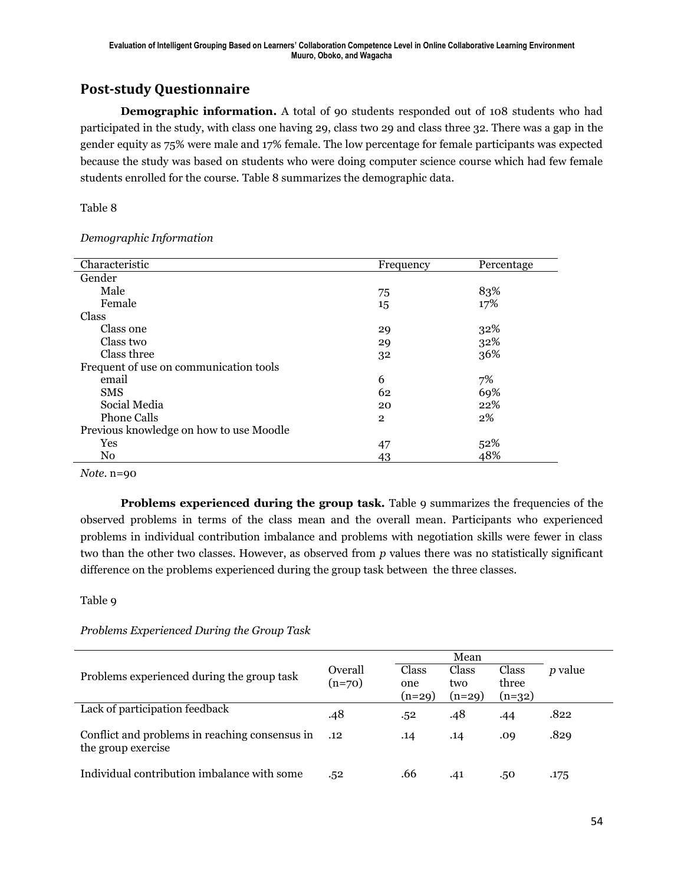## Post-study Questionnaire

**Demographic information.** A total of 90 students responded out of 108 students who had participated in the study, with class one having 29, class two 29 and class three 32. There was a gap in the gender equity as 75% were male and 17% female. The low percentage for female participants was expected because the study was based on students who were doing computer science course which had few female students enrolled for the course. Table 8 summarizes the demographic data.

Table 8

*Demographic Information*

| Characteristic | Frequency | Percentage |
|---|---|---|
| Gender | | |
| Male | 75 | 83% |
| Female | 15 | 17% |
| Class | | |
| Class one | 29 | 32% |
| Class two | 29 | 32% |
| Class three | 32 | 36% |
| Frequent of use on communication tools | | |
| email | 6 | 7% |
| SMS | 62 | 69% |
| Social Media | 20 | 22% |
| Phone Calls | 2 | 2% |
| Previous knowledge on how to use Moodle | | |
| Yes | 47 | 52% |
| No | 43 | 48% |

*Note.* n=90

**Problems experienced during the group task.** Table 9 summarizes the frequencies of the observed problems in terms of the class mean and the overall mean. Participants who experienced problems in individual contribution imbalance and problems with negotiation skills were fewer in class two than the other two classes. However, as observed from *p* values there was no statistically significant difference on the problems experienced during the group task between the three classes.

Table 9

*Problems Experienced During the Group Task*

| Problems experienced during the group task | Overall (n=70) | Mean | | | *p* value |
|---|---|---|---|---|---|
| | | Class one (n=29) | Class two (n=29) | Class three (n=32) | |
| Lack of participation feedback | .48 | .52 | .48 | .44 | .822 |
| Conflict and problems in reaching consensus in the group exercise | .12 | .14 | .14 | .09 | .829 |
| Individual contribution imbalance with some | .52 | .66 | .41 | .50 | .175 |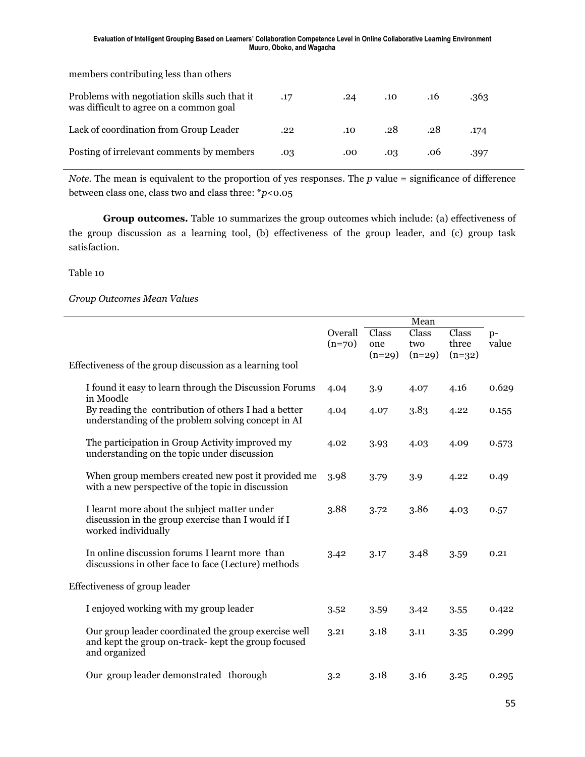| | | | | | |
|---|---|---|---|---|---|
| members contributing less than others | | | | | |
| Problems with negotiation skills such that it was difficult to agree on a common goal | .17 | .24 | .10 | .16 | .363 |
| Lack of coordination from Group Leader | .22 | .10 | .28 | .28 | .174 |
| Posting of irrelevant comments by members | .03 | .00 | .03 | .06 | .397 |

*Note*. The mean is equivalent to the proportion of yes responses. The *p* value = significance of difference between class one, class two and class three: \**p*<0.05

**Group outcomes.** Table 10 summarizes the group outcomes which include: (a) effectiveness of the group discussion as a learning tool, (b) effectiveness of the group leader, and (c) group task satisfaction.

Table 10

*Group Outcomes Mean Values*

| | Mean | | | | |
|---|---|---|---|---|---|
| | Overall (n=70) | Class one (n=29) | Class two (n=29) | Class three (n=32) | p-value |
| Effectiveness of the group discussion as a learning tool | | | | | |
| I found it easy to learn through the Discussion Forums in Moodle | 4.04 | 3.9 | 4.07 | 4.16 | 0.629 |
| By reading the contribution of others I had a better understanding of the problem solving concept in AI | 4.04 | 4.07 | 3.83 | 4.22 | 0.155 |
| The participation in Group Activity improved my understanding on the topic under discussion | 4.02 | 3.93 | 4.03 | 4.09 | 0.573 |
| When group members created new post it provided me with a new perspective of the topic in discussion | 3.98 | 3.79 | 3.9 | 4.22 | 0.49 |
| I learnt more about the subject matter under discussion in the group exercise than I would if I worked individually | 3.88 | 3.72 | 3.86 | 4.03 | 0.57 |
| In online discussion forums I learnt more than discussions in other face to face (Lecture) methods | 3.42 | 3.17 | 3.48 | 3.59 | 0.21 |
| Effectiveness of group leader | | | | | |
| I enjoyed working with my group leader | 3.52 | 3.59 | 3.42 | 3.55 | 0.422 |
| Our group leader coordinated the group exercise well and kept the group on-track- kept the group focused and organized | 3.21 | 3.18 | 3.11 | 3.35 | 0.299 |
| Our group leader demonstrated thorough | 3.2 | 3.18 | 3.16 | 3.25 | 0.295 |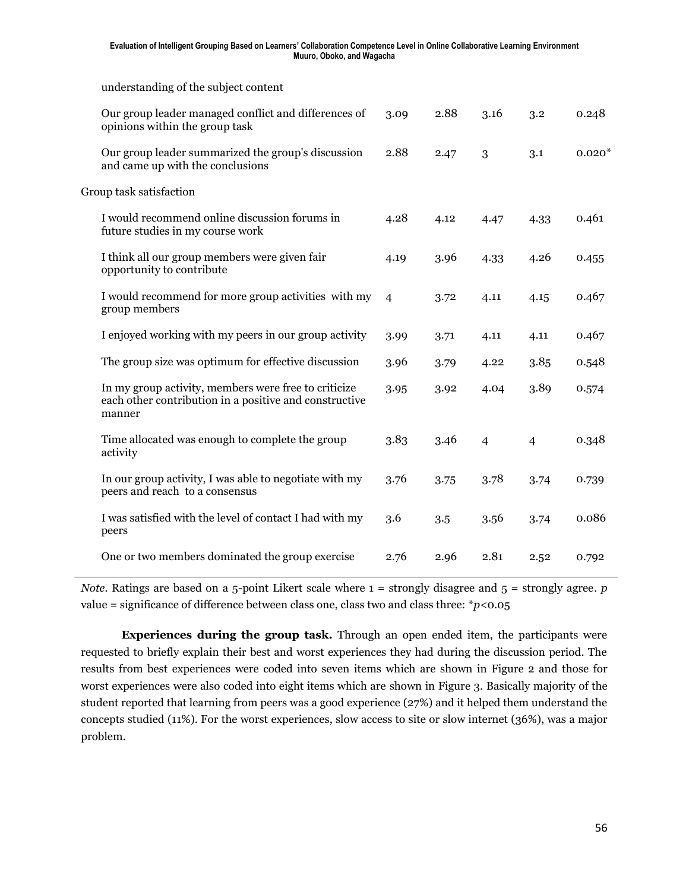| | | | | | |
|---|---|---|---|---|---|
| understanding of the subject content | | | | | |
| Our group leader managed conflict and differences of opinions within the group task | 3.09 | 2.88 | 3.16 | 3.2 | 0.248 |
| Our group leader summarized the group's discussion and came up with the conclusions | 2.88 | 2.47 | 3 | 3.1 | 0.020* |
| Group task satisfaction | | | | | |
| I would recommend online discussion forums in future studies in my course work | 4.28 | 4.12 | 4.47 | 4.33 | 0.461 |
| I think all our group members were given fair opportunity to contribute | 4.19 | 3.96 | 4.33 | 4.26 | 0.455 |
| I would recommend for more group activities with my group members | 4 | 3.72 | 4.11 | 4.15 | 0.467 |
| I enjoyed working with my peers in our group activity | 3.99 | 3.71 | 4.11 | 4.11 | 0.467 |
| The group size was optimum for effective discussion | 3.96 | 3.79 | 4.22 | 3.85 | 0.548 |
| In my group activity, members were free to criticize each other contribution in a positive and constructive manner | 3.95 | 3.92 | 4.04 | 3.89 | 0.574 |
| Time allocated was enough to complete the group activity | 3.83 | 3.46 | 4 | 4 | 0.348 |
| In our group activity, I was able to negotiate with my peers and reach to a consensus | 3.76 | 3.75 | 3.78 | 3.74 | 0.739 |
| I was satisfied with the level of contact I had with my peers | 3.6 | 3.5 | 3.56 | 3.74 | 0.086 |
| One or two members dominated the group exercise | 2.76 | 2.96 | 2.81 | 2.52 | 0.792 |

*Note.* Ratings are based on a 5-point Likert scale where 1 = strongly disagree and 5 = strongly agree. *p* value = significance of difference between class one, class two and class three: $^{*}p<0.05$

**Experiences during the group task.** Through an open ended item, the participants were requested to briefly explain their best and worst experiences they had during the discussion period. The results from best experiences were coded into seven items which are shown in Figure 2 and those for worst experiences were also coded into eight items which are shown in Figure 3. Basically majority of the student reported that learning from peers was a good experience (27%) and it helped them understand the concepts studied (11%). For the worst experiences, slow access to site or slow internet (36%), was a major problem.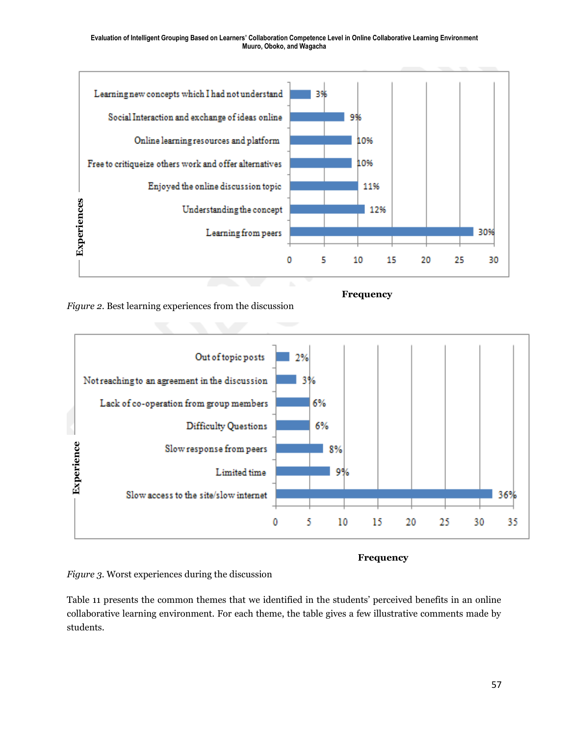| Experiences | Frequency |
|---|---|
| Learning new concepts which I had not understand | 3% |
| Social Interaction and exchange of ideas online | 9% |
| Online learning resources and platform | 10% |
| Free to critiqueize others work and offer alternatives | 10% |
| Enjoyed the online discussion topic | 11% |
| Understanding the concept | 12% |
| Learning from peers | 30% |

*Figure 2.* Best learning experiences from the discussion

| Experience | Frequency |
|---|---|
| Out of topic posts | 2% |
| Not reaching to an agreement in the discussion | 3% |
| Lack of co-operation from group members | 6% |
| Difficulty Questions | 6% |
| Slow response from peers | 8% |
| Limited time | 9% |
| Slow access to the site/slow internet | 36% |

*Figure 3.* Worst experiences during the discussion

Table 11 presents the common themes that we identified in the students' perceived benefits in an online collaborative learning environment. For each theme, the table gives a few illustrative comments made by students.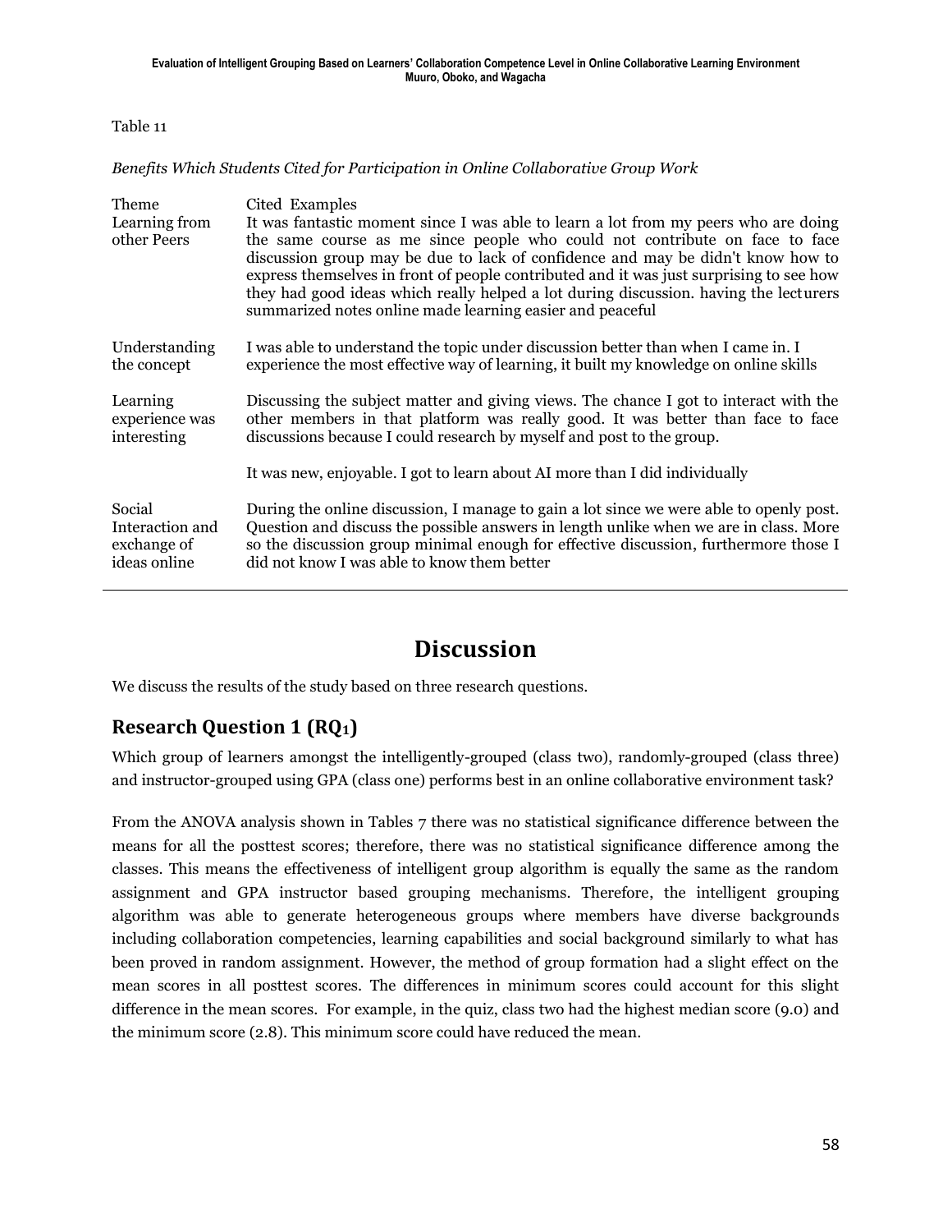Table 11

*Benefits Which Students Cited for Participation in Online Collaborative Group Work*

| Theme | Cited Examples |
|---|---|
| Learning from other Peers | It was fantastic moment since I was able to learn a lot from my peers who are doing the same course as me since people who could not contribute on face to face discussion group may be due to lack of confidence and may be didn't know how to express themselves in front of people contributed and it was just surprising to see how they had good ideas which really helped a lot during discussion. having the lecturers summarized notes online made learning easier and peaceful |
| Understanding the concept | I was able to understand the topic under discussion better than when I came in. I experience the most effective way of learning, it built my knowledge on online skills |
| Learning experience was interesting | Discussing the subject matter and giving views. The chance I got to interact with the other members in that platform was really good. It was better than face to face discussions because I could research by myself and post to the group. |
| | It was new, enjoyable. I got to learn about AI more than I did individually |
| Social Interaction and exchange of ideas online | During the online discussion, I manage to gain a lot since we were able to openly post. Question and discuss the possible answers in length unlike when we are in class. More so the discussion group minimal enough for effective discussion, furthermore those I did not know I was able to know them better |

# Discussion

We discuss the results of the study based on three research questions.

## Research Question 1 ($RQ_1$)

Which group of learners amongst the intelligently-grouped (class two), randomly-grouped (class three) and instructor-grouped using GPA (class one) performs best in an online collaborative environment task?

From the ANOVA analysis shown in Tables 7 there was no statistical significance difference between the means for all the posttest scores; therefore, there was no statistical significance difference among the classes. This means the effectiveness of intelligent group algorithm is equally the same as the random assignment and GPA instructor based grouping mechanisms. Therefore, the intelligent grouping algorithm was able to generate heterogeneous groups where members have diverse backgrounds including collaboration competencies, learning capabilities and social background similarly to what has been proved in random assignment. However, the method of group formation had a slight effect on the mean scores in all posttest scores. The differences in minimum scores could account for this slight difference in the mean scores. For example, in the quiz, class two had the highest median score (9.0) and the minimum score (2.8). This minimum score could have reduced the mean.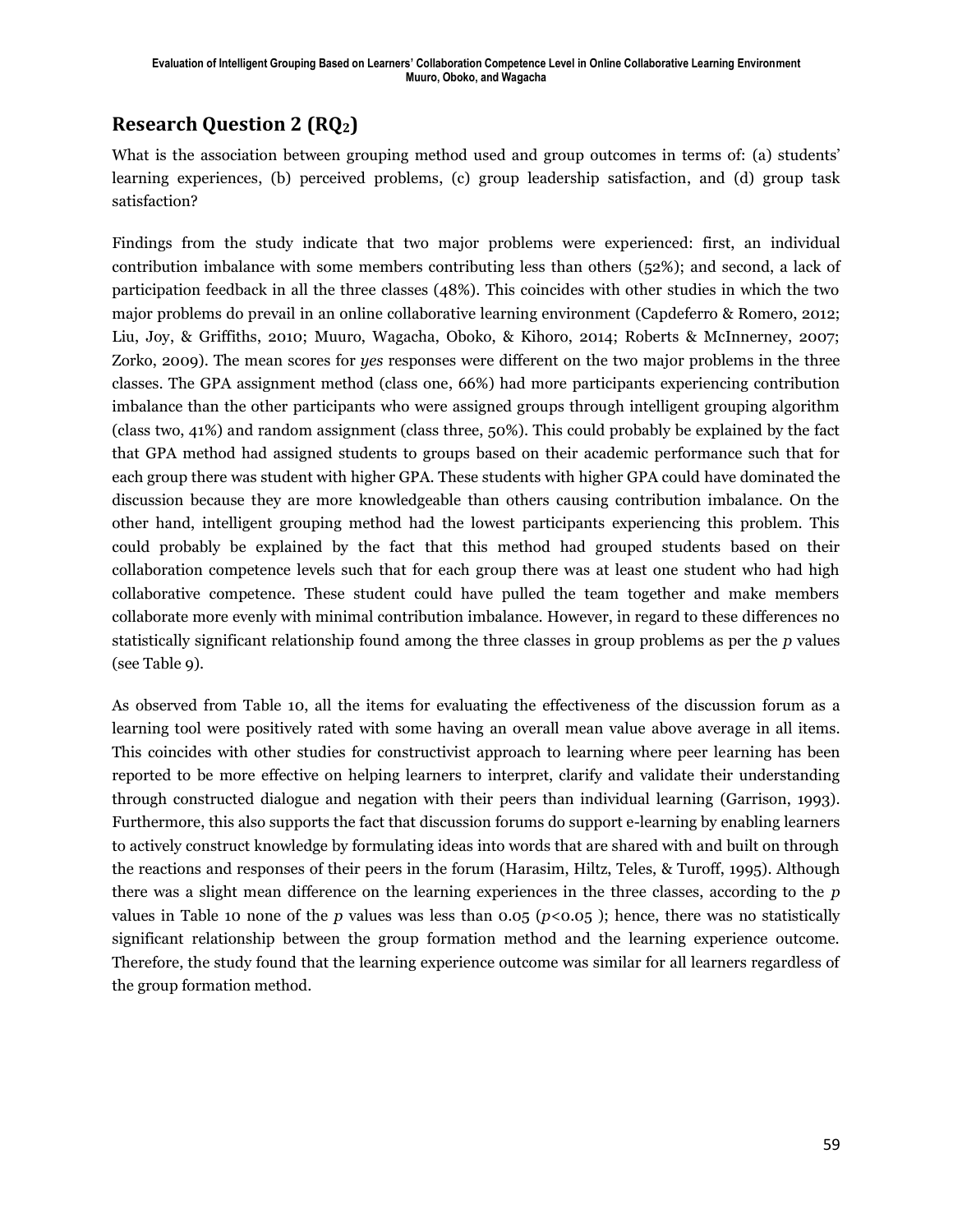## Research Question 2 ($RQ_2$)

What is the association between grouping method used and group outcomes in terms of: (a) students' learning experiences, (b) perceived problems, (c) group leadership satisfaction, and (d) group task satisfaction?

Findings from the study indicate that two major problems were experienced: first, an individual contribution imbalance with some members contributing less than others (52%); and second, a lack of participation feedback in all the three classes (48%). This coincides with other studies in which the two major problems do prevail in an online collaborative learning environment (Capdeferro & Romero, 2012; Liu, Joy, & Griffiths, 2010; Muuro, Wagacha, Oboko, & Kihoro, 2014; Roberts & McInnerney, 2007; Zorko, 2009). The mean scores for *yes* responses were different on the two major problems in the three classes. The GPA assignment method (class one, 66%) had more participants experiencing contribution imbalance than the other participants who were assigned groups through intelligent grouping algorithm (class two, 41%) and random assignment (class three, 50%). This could probably be explained by the fact that GPA method had assigned students to groups based on their academic performance such that for each group there was student with higher GPA. These students with higher GPA could have dominated the discussion because they are more knowledgeable than others causing contribution imbalance. On the other hand, intelligent grouping method had the lowest participants experiencing this problem. This could probably be explained by the fact that this method had grouped students based on their collaboration competence levels such that for each group there was at least one student who had high collaborative competence. These student could have pulled the team together and make members collaborate more evenly with minimal contribution imbalance. However, in regard to these differences no statistically significant relationship found among the three classes in group problems as per the *p* values (see Table 9).

As observed from Table 10, all the items for evaluating the effectiveness of the discussion forum as a learning tool were positively rated with some having an overall mean value above average in all items. This coincides with other studies for constructivist approach to learning where peer learning has been reported to be more effective on helping learners to interpret, clarify and validate their understanding through constructed dialogue and negation with their peers than individual learning (Garrison, 1993). Furthermore, this also supports the fact that discussion forums do support e-learning by enabling learners to actively construct knowledge by formulating ideas into words that are shared with and built on through the reactions and responses of their peers in the forum (Harasim, Hiltz, Teles, & Turoff, 1995). Although there was a slight mean difference on the learning experiences in the three classes, according to the *p* values in Table 10 none of the *p* values was less than 0.05 ($p<0.05$ ); hence, there was no statistically significant relationship between the group formation method and the learning experience outcome. Therefore, the study found that the learning experience outcome was similar for all learners regardless of the group formation method.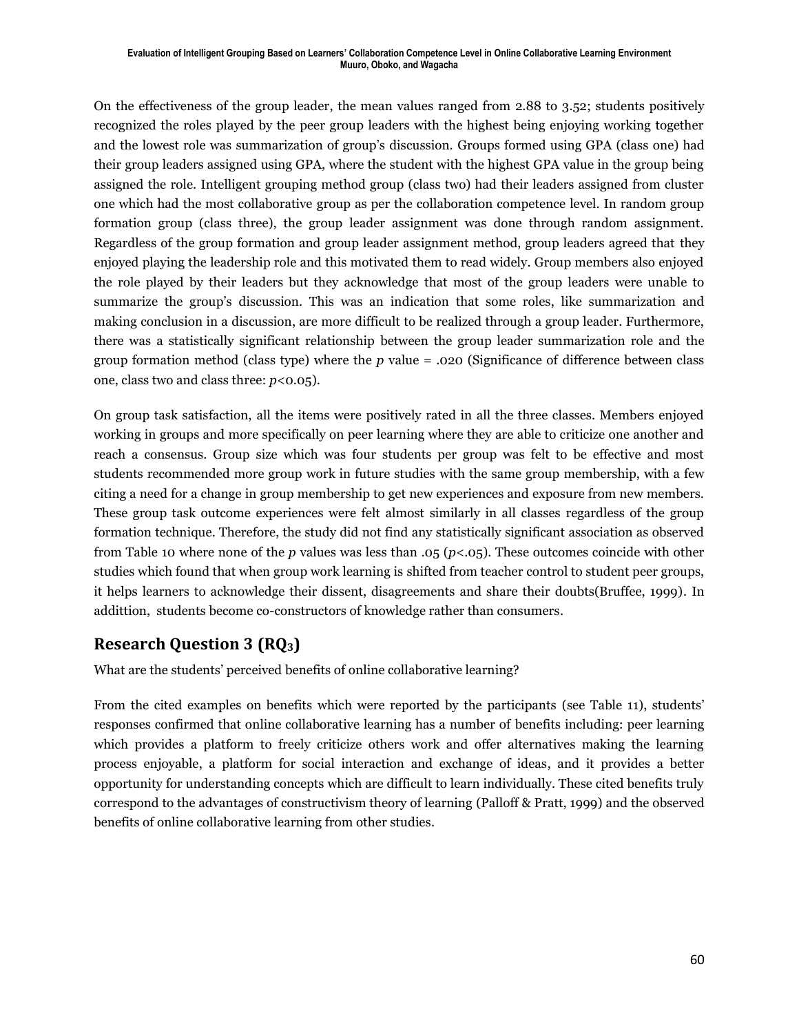On the effectiveness of the group leader, the mean values ranged from 2.88 to 3.52; students positively recognized the roles played by the peer group leaders with the highest being enjoying working together and the lowest role was summarization of group's discussion. Groups formed using GPA (class one) had their group leaders assigned using GPA, where the student with the highest GPA value in the group being assigned the role. Intelligent grouping method group (class two) had their leaders assigned from cluster one which had the most collaborative group as per the collaboration competence level. In random group formation group (class three), the group leader assignment was done through random assignment. Regardless of the group formation and group leader assignment method, group leaders agreed that they enjoyed playing the leadership role and this motivated them to read widely. Group members also enjoyed the role played by their leaders but they acknowledge that most of the group leaders were unable to summarize the group's discussion. This was an indication that some roles, like summarization and making conclusion in a discussion, are more difficult to be realized through a group leader. Furthermore, there was a statistically significant relationship between the group leader summarization role and the group formation method (class type) where the $p$ value = .020 (Significance of difference between class one, class two and class three: $p<0.05$).

On group task satisfaction, all the items were positively rated in all the three classes. Members enjoyed working in groups and more specifically on peer learning where they are able to criticize one another and reach a consensus. Group size which was four students per group was felt to be effective and most students recommended more group work in future studies with the same group membership, with a few citing a need for a change in group membership to get new experiences and exposure from new members. These group task outcome experiences were felt almost similarly in all classes regardless of the group formation technique. Therefore, the study did not find any statistically significant association as observed from Table 10 where none of the $p$ values was less than .05 ($p<.05$). These outcomes coincide with other studies which found that when group work learning is shifted from teacher control to student peer groups, it helps learners to acknowledge their dissent, disagreements and share their doubts(Bruffee, 1999). In addittion, students become co-constructors of knowledge rather than consumers.

## Research Question 3 ($RQ_3$)

What are the students' perceived benefits of online collaborative learning?

From the cited examples on benefits which were reported by the participants (see Table 11), students' responses confirmed that online collaborative learning has a number of benefits including: peer learning which provides a platform to freely criticize others work and offer alternatives making the learning process enjoyable, a platform for social interaction and exchange of ideas, and it provides a better opportunity for understanding concepts which are difficult to learn individually. These cited benefits truly correspond to the advantages of constructivism theory of learning (Palloff & Pratt, 1999) and the observed benefits of online collaborative learning from other studies.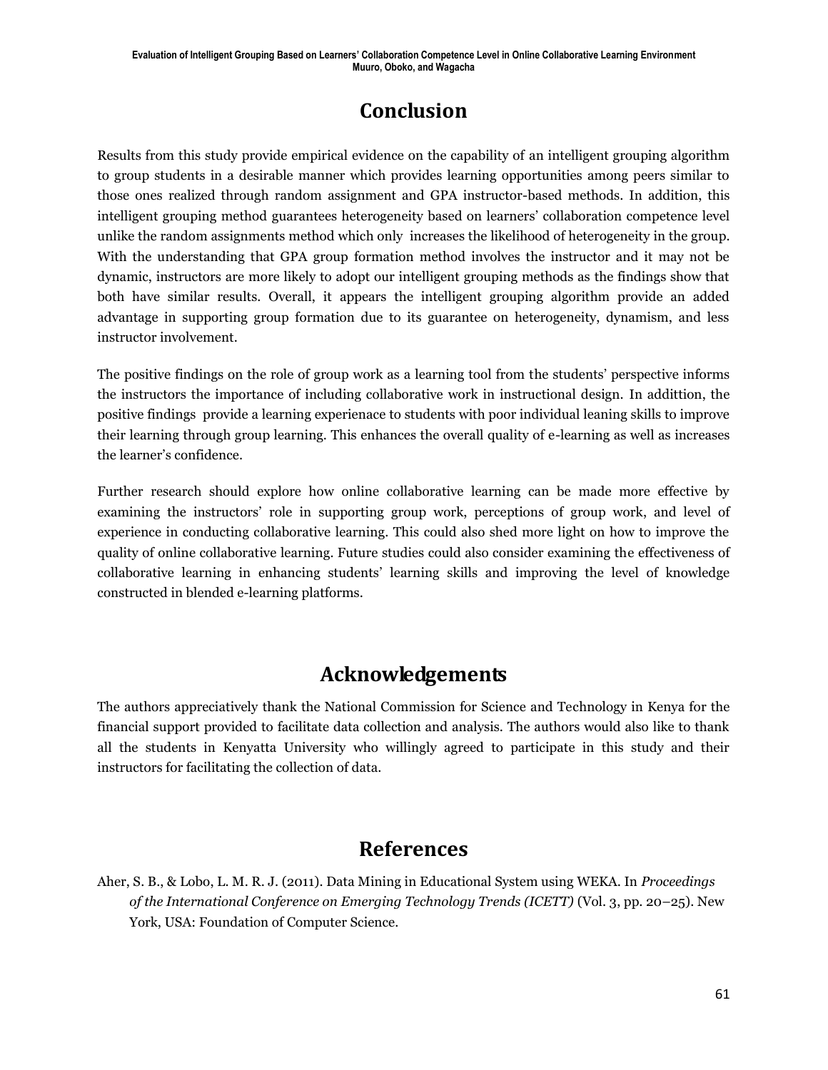## Conclusion

Results from this study provide empirical evidence on the capability of an intelligent grouping algorithm to group students in a desirable manner which provides learning opportunities among peers similar to those ones realized through random assignment and GPA instructor-based methods. In addition, this intelligent grouping method guarantees heterogeneity based on learners' collaboration competence level unlike the random assignments method which only increases the likelihood of heterogeneity in the group. With the understanding that GPA group formation method involves the instructor and it may not be dynamic, instructors are more likely to adopt our intelligent grouping methods as the findings show that both have similar results. Overall, it appears the intelligent grouping algorithm provide an added advantage in supporting group formation due to its guarantee on heterogeneity, dynamism, and less instructor involvement.

The positive findings on the role of group work as a learning tool from the students' perspective informs the instructors the importance of including collaborative work in instructional design. In addittion, the positive findings provide a learning experienace to students with poor individual leaning skills to improve their learning through group learning. This enhances the overall quality of e-learning as well as increases the learner's confidence.

Further research should explore how online collaborative learning can be made more effective by examining the instructors' role in supporting group work, perceptions of group work, and level of experience in conducting collaborative learning. This could also shed more light on how to improve the quality of online collaborative learning. Future studies could also consider examining the effectiveness of collaborative learning in enhancing students' learning skills and improving the level of knowledge constructed in blended e-learning platforms.

## Acknowledgements

The authors appreciatively thank the National Commission for Science and Technology in Kenya for the financial support provided to facilitate data collection and analysis. The authors would also like to thank all the students in Kenyatta University who willingly agreed to participate in this study and their instructors for facilitating the collection of data.

## References

Aher, S. B., & Lobo, L. M. R. J. (2011). Data Mining in Educational System using WEKA. In *Proceedings of the International Conference on Emerging Technology Trends (ICETT)* (Vol. 3, pp. 20–25). New York, USA: Foundation of Computer Science.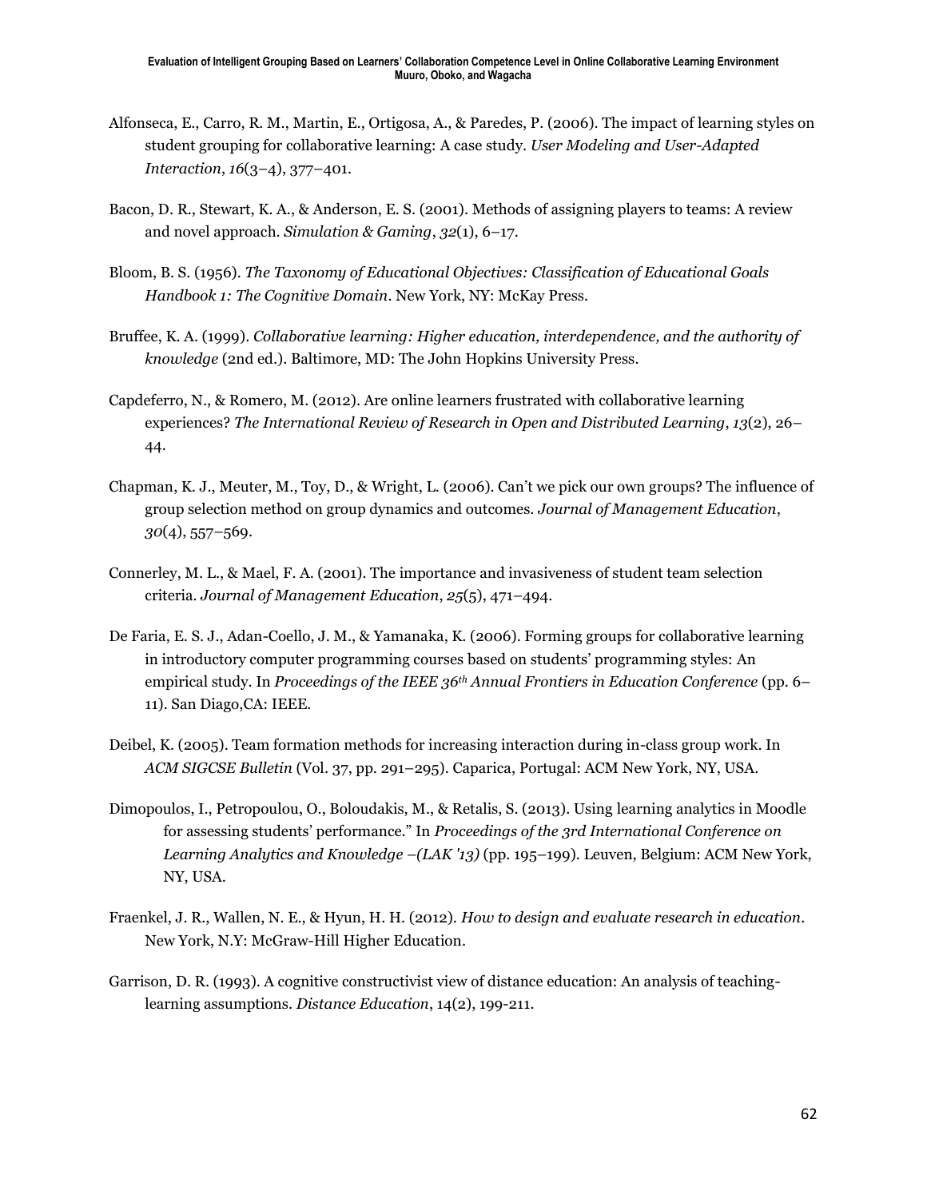Alfonseca, E., Carro, R. M., Martin, E., Ortigosa, A., & Paredes, P. (2006). The impact of learning styles on student grouping for collaborative learning: A case study. *User Modeling and User-Adapted Interaction*, *16*(3–4), 377–401.

Bacon, D. R., Stewart, K. A., & Anderson, E. S. (2001). Methods of assigning players to teams: A review and novel approach. *Simulation & Gaming*, *32*(1), 6–17.

Bloom, B. S. (1956). *The Taxonomy of Educational Objectives: Classification of Educational Goals Handbook 1: The Cognitive Domain*. New York, NY: McKay Press.

Bruffee, K. A. (1999). *Collaborative learning: Higher education, interdependence, and the authority of knowledge* (2nd ed.). Baltimore, MD: The John Hopkins University Press.

Capdeferro, N., & Romero, M. (2012). Are online learners frustrated with collaborative learning experiences? *The International Review of Research in Open and Distributed Learning*, *13*(2), 26–44.

Chapman, K. J., Meuter, M., Toy, D., & Wright, L. (2006). Can't we pick our own groups? The influence of group selection method on group dynamics and outcomes. *Journal of Management Education*, *30*(4), 557–569.

Connerley, M. L., & Mael, F. A. (2001). The importance and invasiveness of student team selection criteria. *Journal of Management Education*, *25*(5), 471–494.

De Faria, E. S. J., Adan-Coello, J. M., & Yamanaka, K. (2006). Forming groups for collaborative learning in introductory computer programming courses based on students' programming styles: An empirical study. In *Proceedings of the IEEE 36th Annual Frontiers in Education Conference* (pp. 6–11). San Diago,CA: IEEE.

Deibel, K. (2005). Team formation methods for increasing interaction during in-class group work. In *ACM SIGCSE Bulletin* (Vol. 37, pp. 291–295). Caparica, Portugal: ACM New York, NY, USA.

Dimopoulos, I., Petropoulou, O., Boloudakis, M., & Retalis, S. (2013). Using learning analytics in Moodle for assessing students' performance." In *Proceedings of the 3rd International Conference on Learning Analytics and Knowledge –(LAK '13)* (pp. 195–199). Leuven, Belgium: ACM New York, NY, USA.

Fraenkel, J. R., Wallen, N. E., & Hyun, H. H. (2012). *How to design and evaluate research in education*. New York, N.Y: McGraw-Hill Higher Education.

Garrison, D. R. (1993). A cognitive constructivist view of distance education: An analysis of teaching-learning assumptions. *Distance Education*, 14(2), 199-211.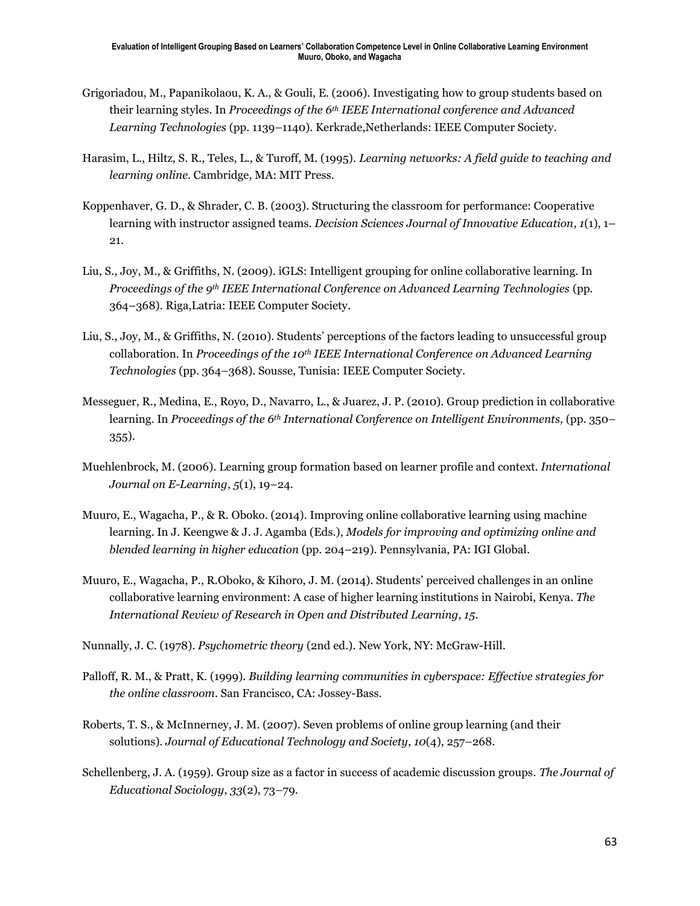Grigoriadou, M., Papanikolaou, K. A., & Gouli, E. (2006). Investigating how to group students based on their learning styles. In *Proceedings of the 6th IEEE International conference and Advanced Learning Technologies* (pp. 1139–1140). Kerkrade,Netherlands: IEEE Computer Society.

Harasim, L., Hiltz, S. R., Teles, L., & Turoff, M. (1995). *Learning networks: A field guide to teaching and learning online*. Cambridge, MA: MIT Press.

Koppenhaver, G. D., & Shrader, C. B. (2003). Structuring the classroom for performance: Cooperative learning with instructor assigned teams. *Decision Sciences Journal of Innovative Education*, *1*(1), 1–21.

Liu, S., Joy, M., & Griffiths, N. (2009). iGLS: Intelligent grouping for online collaborative learning. In *Proceedings of the 9th IEEE International Conference on Advanced Learning Technologies* (pp. 364–368). Riga,Latria: IEEE Computer Society.

Liu, S., Joy, M., & Griffiths, N. (2010). Students' perceptions of the factors leading to unsuccessful group collaboration. In *Proceedings of the 10th IEEE International Conference on Advanced Learning Technologies* (pp. 364–368). Sousse, Tunisia: IEEE Computer Society.

Messeguer, R., Medina, E., Royo, D., Navarro, L., & Juarez, J. P. (2010). Group prediction in collaborative learning. In *Proceedings of the 6th International Conference on Intelligent Environments,* (pp. 350–355).

Muehlenbrock, M. (2006). Learning group formation based on learner profile and context. *International Journal on E-Learning*, *5*(1), 19–24.

Muuro, E., Wagacha, P., & R. Oboko. (2014). Improving online collaborative learning using machine learning. In J. Keengwe & J. J. Agamba (Eds.), *Models for improving and optimizing online and blended learning in higher education* (pp. 204–219). Pennsylvania, PA: IGI Global.

Muuro, E., Wagacha, P., R.Oboko, & Kihoro, J. M. (2014). Students' perceived challenges in an online collaborative learning environment: A case of higher learning institutions in Nairobi, Kenya. *The International Review of Research in Open and Distributed Learning*, *15*.

Nunnally, J. C. (1978). *Psychometric theory* (2nd ed.). New York, NY: McGraw-Hill.

Palloff, R. M., & Pratt, K. (1999). *Building learning communities in cyberspace: Effective strategies for the online classroom*. San Francisco, CA: Jossey-Bass.

Roberts, T. S., & McInnerney, J. M. (2007). Seven problems of online group learning (and their solutions). *Journal of Educational Technology and Society*, *10*(4), 257–268.

Schellenberg, J. A. (1959). Group size as a factor in success of academic discussion groups. *The Journal of Educational Sociology*, *33*(2), 73–79.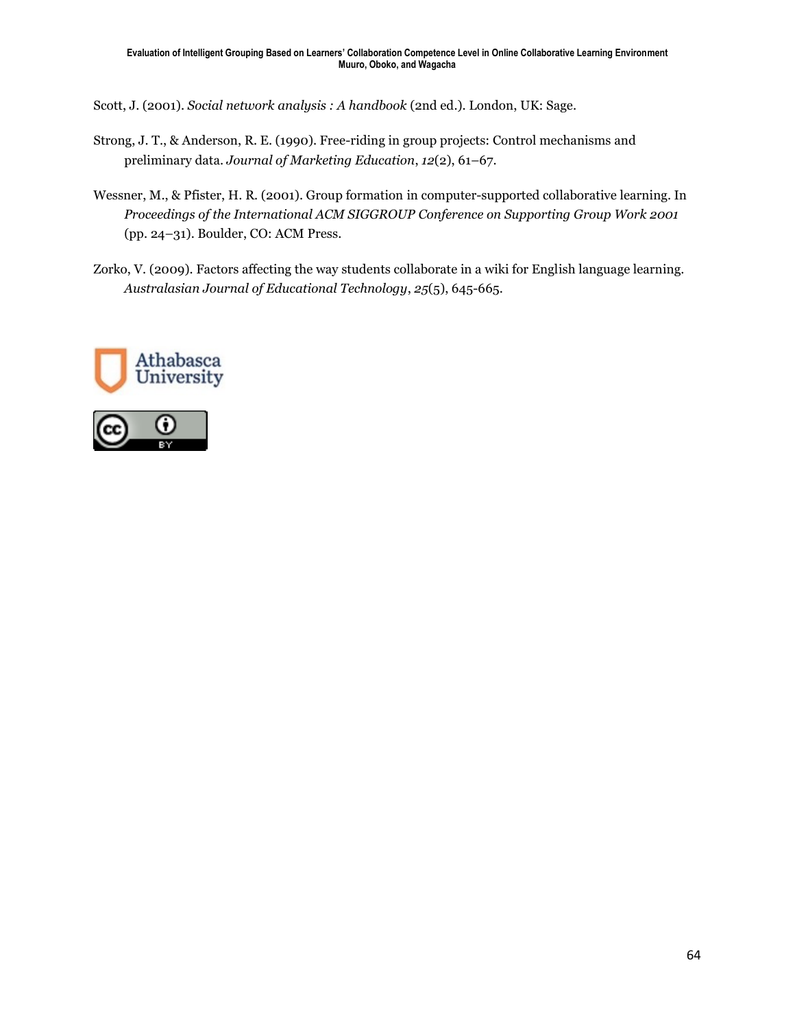Scott, J. (2001). *Social network analysis : A handbook* (2nd ed.). London, UK: Sage.

Strong, J. T., & Anderson, R. E. (1990). Free-riding in group projects: Control mechanisms and preliminary data. *Journal of Marketing Education*, *12*(2), 61–67.

Wessner, M., & Pfister, H. R. (2001). Group formation in computer-supported collaborative learning. In *Proceedings of the International ACM SIGGROUP Conference on Supporting Group Work 2001* (pp. 24–31). Boulder, CO: ACM Press.

Zorko, V. (2009). Factors affecting the way students collaborate in a wiki for English language learning. *Australasian Journal of Educational Technology*, *25*(5), 645-665.

Athabasca University